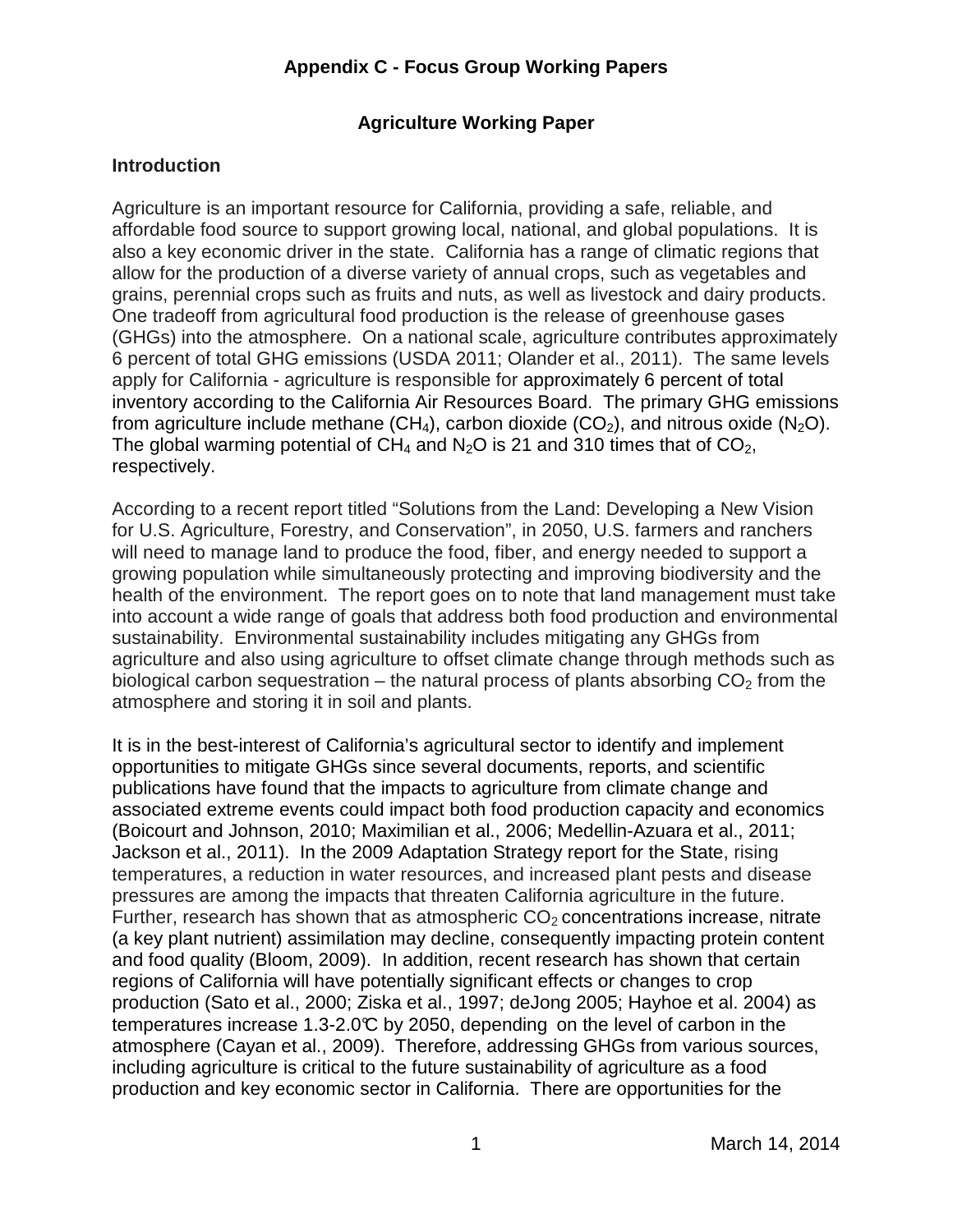# Appendix C - Focus Group Working Papers

## Agriculture Working Paper

### Introduction

Agriculture is an important resource for California, providing a safe, reliable, and affordable food source to support growing local, national, and global populations. It is also a key economic driver in the state. California has a range of climatic regions that allow for the production of a diverse variety of annual crops, such as vegetables and grains, perennial crops such as fruits and nuts, as well as livestock and dairy products. One tradeoff from agricultural food production is the release of greenhouse gases (GHGs) into the atmosphere. On a national scale, agriculture contributes approximately 6 percent of total GHG emissions (USDA 2011; Olander et al., 2011). The same levels apply for California - agriculture is responsible for approximately 6 percent of total inventory according to the California Air Resources Board. The primary GHG emissions from agriculture include methane ($CH_4$), carbon dioxide ($CO_2$), and nitrous oxide ($N_2O$). The global warming potential of $CH_4$ and $N_2O$ is 21 and 310 times that of $CO_2$, respectively.

According to a recent report titled "Solutions from the Land: Developing a New Vision for U.S. Agriculture, Forestry, and Conservation", in 2050, U.S. farmers and ranchers will need to manage land to produce the food, fiber, and energy needed to support a growing population while simultaneously protecting and improving biodiversity and the health of the environment. The report goes on to note that land management must take into account a wide range of goals that address both food production and environmental sustainability. Environmental sustainability includes mitigating any GHGs from agriculture and also using agriculture to offset climate change through methods such as biological carbon sequestration – the natural process of plants absorbing $CO_2$ from the atmosphere and storing it in soil and plants.

It is in the best-interest of California's agricultural sector to identify and implement opportunities to mitigate GHGs since several documents, reports, and scientific publications have found that the impacts to agriculture from climate change and associated extreme events could impact both food production capacity and economics (Boicourt and Johnson, 2010; Maximilian et al., 2006; Medellin-Azuara et al., 2011; Jackson et al., 2011). In the 2009 Adaptation Strategy report for the State, rising temperatures, a reduction in water resources, and increased plant pests and disease pressures are among the impacts that threaten California agriculture in the future. Further, research has shown that as atmospheric $CO_2$ concentrations increase, nitrate (a key plant nutrient) assimilation may decline, consequently impacting protein content and food quality (Bloom, 2009). In addition, recent research has shown that certain regions of California will have potentially significant effects or changes to crop production (Sato et al., 2000; Ziska et al., 1997; deJong 2005; Hayhoe et al. 2004) as temperatures increase 1.3-2.0℃ by 2050, depending on the level of carbon in the atmosphere (Cayan et al., 2009). Therefore, addressing GHGs from various sources, including agriculture is critical to the future sustainability of agriculture as a food production and key economic sector in California. There are opportunities for the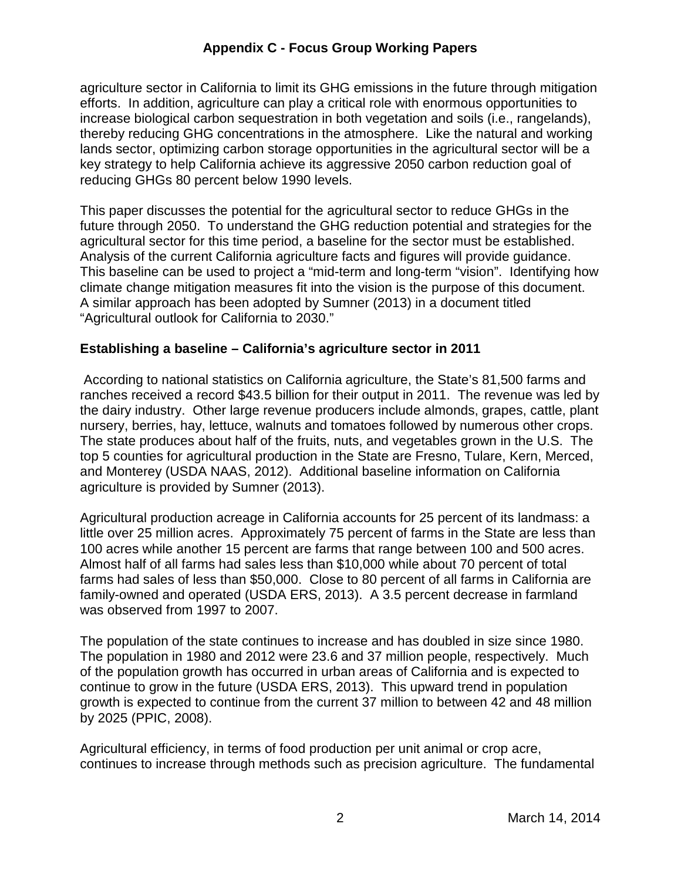agriculture sector in California to limit its GHG emissions in the future through mitigation efforts. In addition, agriculture can play a critical role with enormous opportunities to increase biological carbon sequestration in both vegetation and soils (i.e., rangelands), thereby reducing GHG concentrations in the atmosphere. Like the natural and working lands sector, optimizing carbon storage opportunities in the agricultural sector will be a key strategy to help California achieve its aggressive 2050 carbon reduction goal of reducing GHGs 80 percent below 1990 levels.

This paper discusses the potential for the agricultural sector to reduce GHGs in the future through 2050. To understand the GHG reduction potential and strategies for the agricultural sector for this time period, a baseline for the sector must be established. Analysis of the current California agriculture facts and figures will provide guidance. This baseline can be used to project a "mid-term and long-term "vision". Identifying how climate change mitigation measures fit into the vision is the purpose of this document. A similar approach has been adopted by Sumner (2013) in a document titled "Agricultural outlook for California to 2030."

**Establishing a baseline – California's agriculture sector in 2011**

According to national statistics on California agriculture, the State's 81,500 farms and ranches received a record $43.5 billion for their output in 2011. The revenue was led by the dairy industry. Other large revenue producers include almonds, grapes, cattle, plant nursery, berries, hay, lettuce, walnuts and tomatoes followed by numerous other crops. The state produces about half of the fruits, nuts, and vegetables grown in the U.S. The top 5 counties for agricultural production in the State are Fresno, Tulare, Kern, Merced, and Monterey (USDA NAAS, 2012). Additional baseline information on California agriculture is provided by Sumner (2013).

Agricultural production acreage in California accounts for 25 percent of its landmass: a little over 25 million acres. Approximately 75 percent of farms in the State are less than 100 acres while another 15 percent are farms that range between 100 and 500 acres. Almost half of all farms had sales less than $10,000 while about 70 percent of total farms had sales of less than $50,000. Close to 80 percent of all farms in California are family-owned and operated (USDA ERS, 2013). A 3.5 percent decrease in farmland was observed from 1997 to 2007.

The population of the state continues to increase and has doubled in size since 1980. The population in 1980 and 2012 were 23.6 and 37 million people, respectively. Much of the population growth has occurred in urban areas of California and is expected to continue to grow in the future (USDA ERS, 2013). This upward trend in population growth is expected to continue from the current 37 million to between 42 and 48 million by 2025 (PPIC, 2008).

Agricultural efficiency, in terms of food production per unit animal or crop acre, continues to increase through methods such as precision agriculture. The fundamental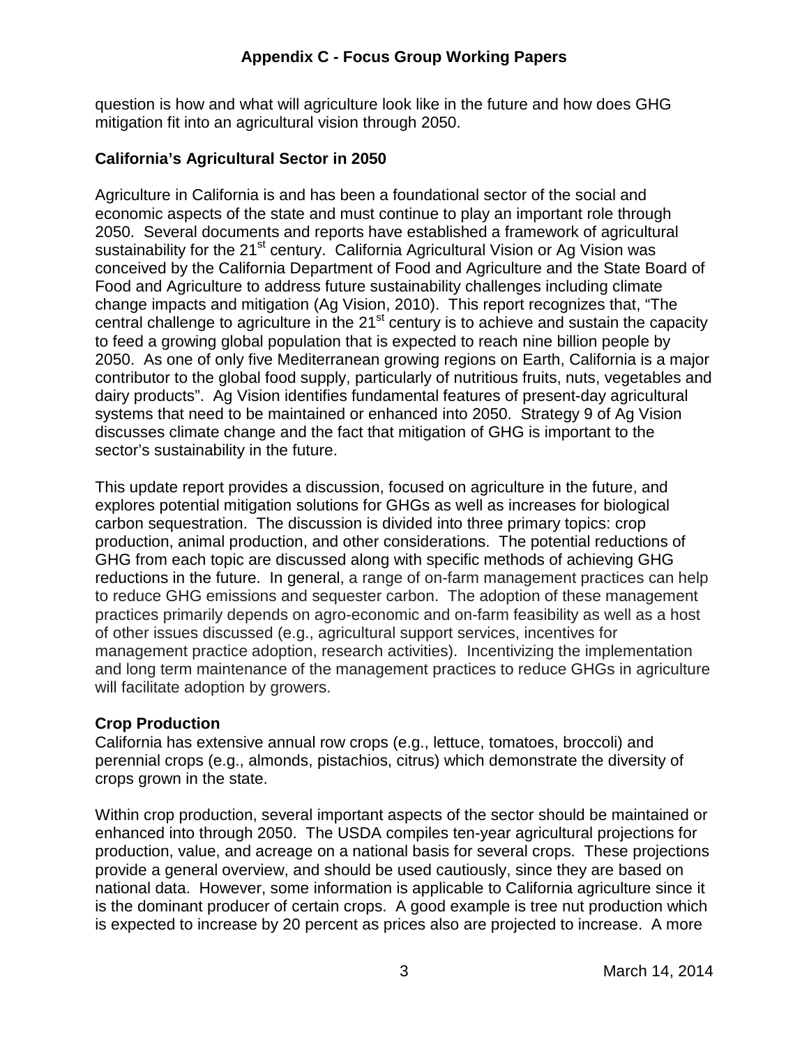question is how and what will agriculture look like in the future and how does GHG mitigation fit into an agricultural vision through 2050.

## California's Agricultural Sector in 2050

Agriculture in California is and has been a foundational sector of the social and economic aspects of the state and must continue to play an important role through 2050. Several documents and reports have established a framework of agricultural sustainability for the 21st century. California Agricultural Vision or Ag Vision was conceived by the California Department of Food and Agriculture and the State Board of Food and Agriculture to address future sustainability challenges including climate change impacts and mitigation (Ag Vision, 2010). This report recognizes that, "The central challenge to agriculture in the 21st century is to achieve and sustain the capacity to feed a growing global population that is expected to reach nine billion people by 2050. As one of only five Mediterranean growing regions on Earth, California is a major contributor to the global food supply, particularly of nutritious fruits, nuts, vegetables and dairy products". Ag Vision identifies fundamental features of present-day agricultural systems that need to be maintained or enhanced into 2050. Strategy 9 of Ag Vision discusses climate change and the fact that mitigation of GHG is important to the sector's sustainability in the future.

This update report provides a discussion, focused on agriculture in the future, and explores potential mitigation solutions for GHGs as well as increases for biological carbon sequestration. The discussion is divided into three primary topics: crop production, animal production, and other considerations. The potential reductions of GHG from each topic are discussed along with specific methods of achieving GHG reductions in the future. In general, a range of on-farm management practices can help to reduce GHG emissions and sequester carbon. The adoption of these management practices primarily depends on agro-economic and on-farm feasibility as well as a host of other issues discussed (e.g., agricultural support services, incentives for management practice adoption, research activities). Incentivizing the implementation and long term maintenance of the management practices to reduce GHGs in agriculture will facilitate adoption by growers.

### Crop Production

California has extensive annual row crops (e.g., lettuce, tomatoes, broccoli) and perennial crops (e.g., almonds, pistachios, citrus) which demonstrate the diversity of crops grown in the state.

Within crop production, several important aspects of the sector should be maintained or enhanced into through 2050. The USDA compiles ten-year agricultural projections for production, value, and acreage on a national basis for several crops. These projections provide a general overview, and should be used cautiously, since they are based on national data. However, some information is applicable to California agriculture since it is the dominant producer of certain crops. A good example is tree nut production which is expected to increase by 20 percent as prices also are projected to increase. A more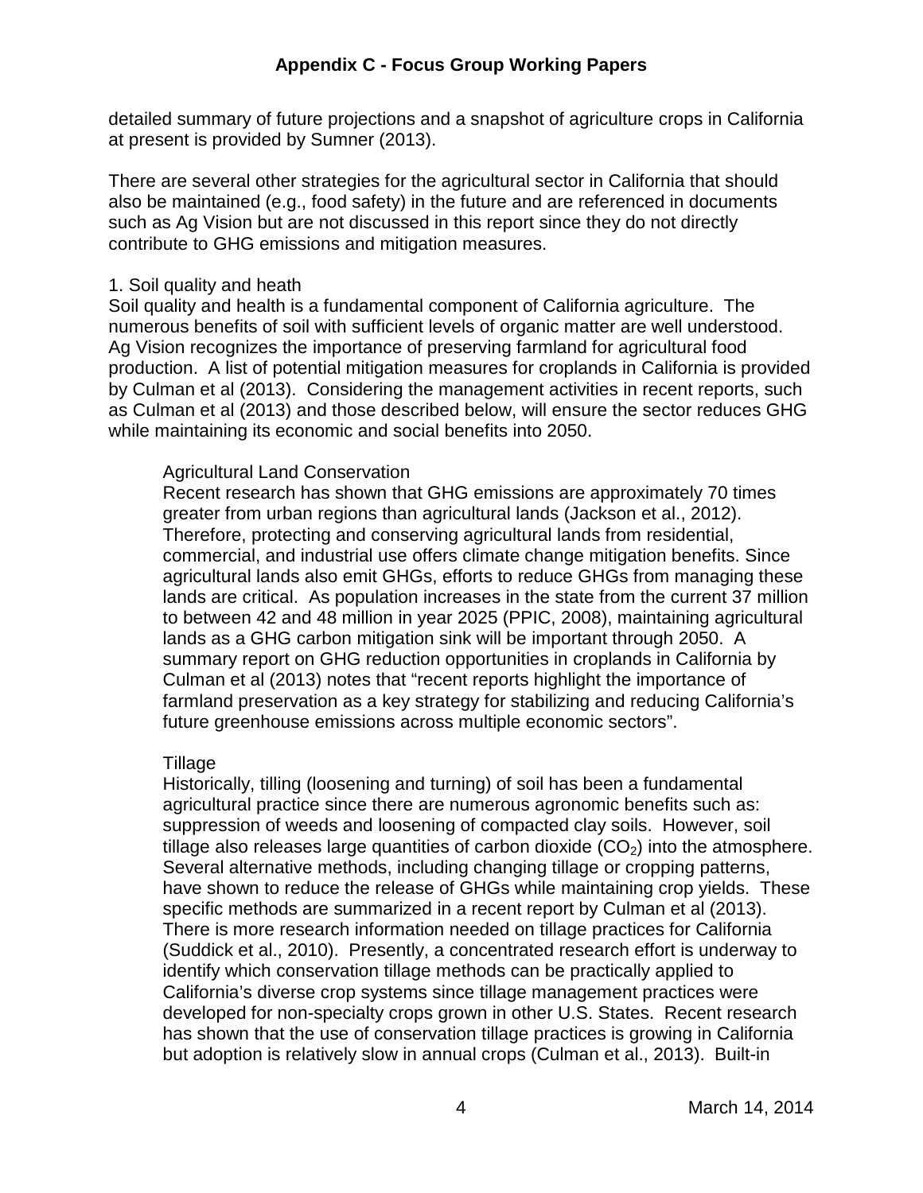detailed summary of future projections and a snapshot of agriculture crops in California at present is provided by Sumner (2013).

There are several other strategies for the agricultural sector in California that should also be maintained (e.g., food safety) in the future and are referenced in documents such as Ag Vision but are not discussed in this report since they do not directly contribute to GHG emissions and mitigation measures.

1. Soil quality and heath

Soil quality and health is a fundamental component of California agriculture. The numerous benefits of soil with sufficient levels of organic matter are well understood. Ag Vision recognizes the importance of preserving farmland for agricultural food production. A list of potential mitigation measures for croplands in California is provided by Culman et al (2013). Considering the management activities in recent reports, such as Culman et al (2013) and those described below, will ensure the sector reduces GHG while maintaining its economic and social benefits into 2050.

Agricultural Land Conservation

Recent research has shown that GHG emissions are approximately 70 times greater from urban regions than agricultural lands (Jackson et al., 2012). Therefore, protecting and conserving agricultural lands from residential, commercial, and industrial use offers climate change mitigation benefits. Since agricultural lands also emit GHGs, efforts to reduce GHGs from managing these lands are critical. As population increases in the state from the current 37 million to between 42 and 48 million in year 2025 (PPIC, 2008), maintaining agricultural lands as a GHG carbon mitigation sink will be important through 2050. A summary report on GHG reduction opportunities in croplands in California by Culman et al (2013) notes that “recent reports highlight the importance of farmland preservation as a key strategy for stabilizing and reducing California’s future greenhouse emissions across multiple economic sectors”.

Tillage

Historically, tilling (loosening and turning) of soil has been a fundamental agricultural practice since there are numerous agronomic benefits such as: suppression of weeds and loosening of compacted clay soils. However, soil tillage also releases large quantities of carbon dioxide ($CO_2$) into the atmosphere. Several alternative methods, including changing tillage or cropping patterns, have shown to reduce the release of GHGs while maintaining crop yields. These specific methods are summarized in a recent report by Culman et al (2013). There is more research information needed on tillage practices for California (Suddick et al., 2010). Presently, a concentrated research effort is underway to identify which conservation tillage methods can be practically applied to California’s diverse crop systems since tillage management practices were developed for non-specialty crops grown in other U.S. States. Recent research has shown that the use of conservation tillage practices is growing in California but adoption is relatively slow in annual crops (Culman et al., 2013). Built-in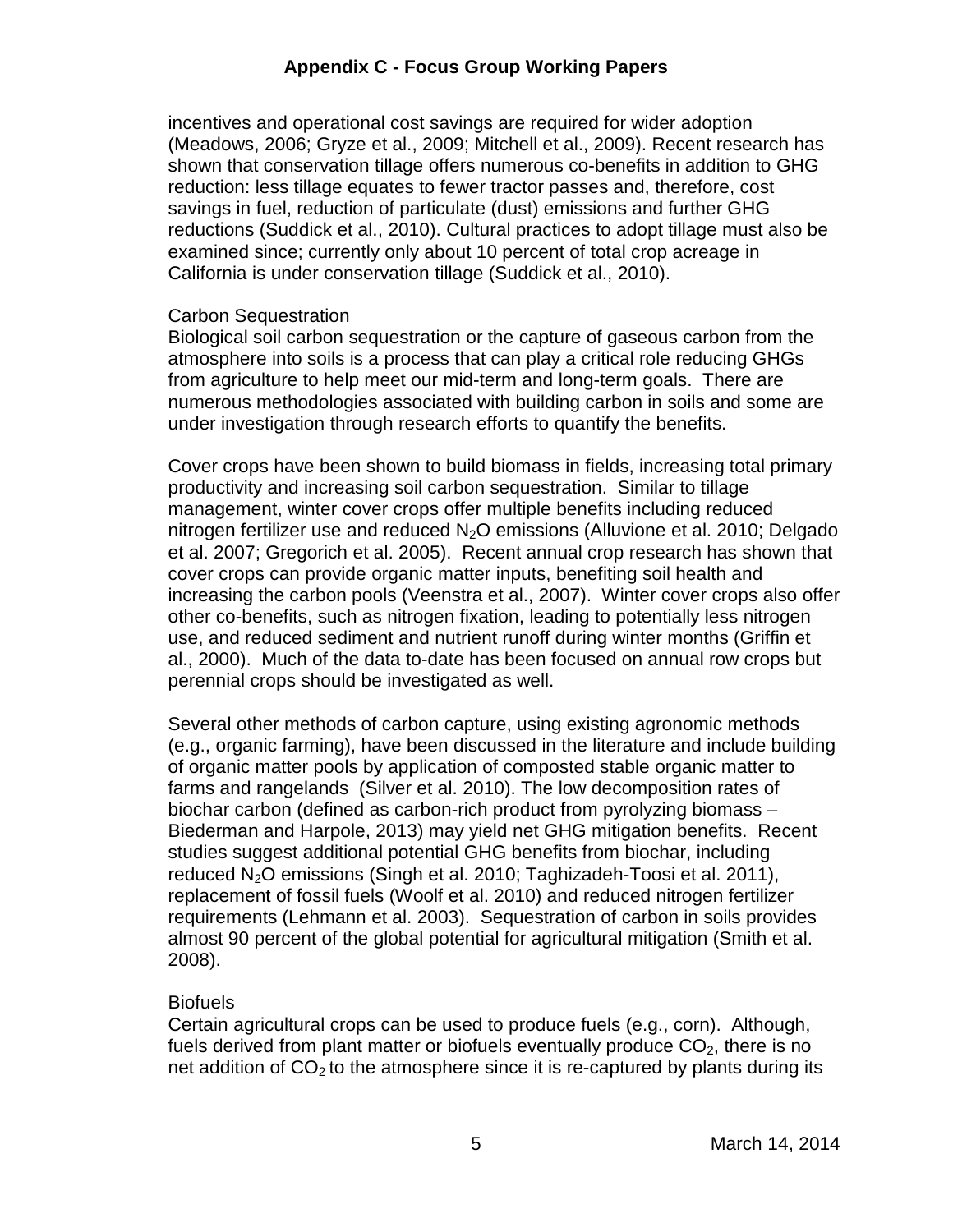incentives and operational cost savings are required for wider adoption (Meadows, 2006; Gryze et al., 2009; Mitchell et al., 2009). Recent research has shown that conservation tillage offers numerous co-benefits in addition to GHG reduction: less tillage equates to fewer tractor passes and, therefore, cost savings in fuel, reduction of particulate (dust) emissions and further GHG reductions (Suddick et al., 2010). Cultural practices to adopt tillage must also be examined since; currently only about 10 percent of total crop acreage in California is under conservation tillage (Suddick et al., 2010).

### Carbon Sequestration

Biological soil carbon sequestration or the capture of gaseous carbon from the atmosphere into soils is a process that can play a critical role reducing GHGs from agriculture to help meet our mid-term and long-term goals. There are numerous methodologies associated with building carbon in soils and some are under investigation through research efforts to quantify the benefits.

Cover crops have been shown to build biomass in fields, increasing total primary productivity and increasing soil carbon sequestration. Similar to tillage management, winter cover crops offer multiple benefits including reduced nitrogen fertilizer use and reduced $N_2O$ emissions (Alluvione et al. 2010; Delgado et al. 2007; Gregorich et al. 2005). Recent annual crop research has shown that cover crops can provide organic matter inputs, benefiting soil health and increasing the carbon pools (Veenstra et al., 2007). Winter cover crops also offer other co-benefits, such as nitrogen fixation, leading to potentially less nitrogen use, and reduced sediment and nutrient runoff during winter months (Griffin et al., 2000). Much of the data to-date has been focused on annual row crops but perennial crops should be investigated as well.

Several other methods of carbon capture, using existing agronomic methods (e.g., organic farming), have been discussed in the literature and include building of organic matter pools by application of composted stable organic matter to farms and rangelands (Silver et al. 2010). The low decomposition rates of biochar carbon (defined as carbon-rich product from pyrolyzing biomass – Biederman and Harpole, 2013) may yield net GHG mitigation benefits. Recent studies suggest additional potential GHG benefits from biochar, including reduced $N_2O$ emissions (Singh et al. 2010; Taghizadeh-Toosi et al. 2011), replacement of fossil fuels (Woolf et al. 2010) and reduced nitrogen fertilizer requirements (Lehmann et al. 2003). Sequestration of carbon in soils provides almost 90 percent of the global potential for agricultural mitigation (Smith et al. 2008).

### Biofuels

Certain agricultural crops can be used to produce fuels (e.g., corn). Although, fuels derived from plant matter or biofuels eventually produce $CO_2$, there is no net addition of $CO_2$ to the atmosphere since it is re-captured by plants during its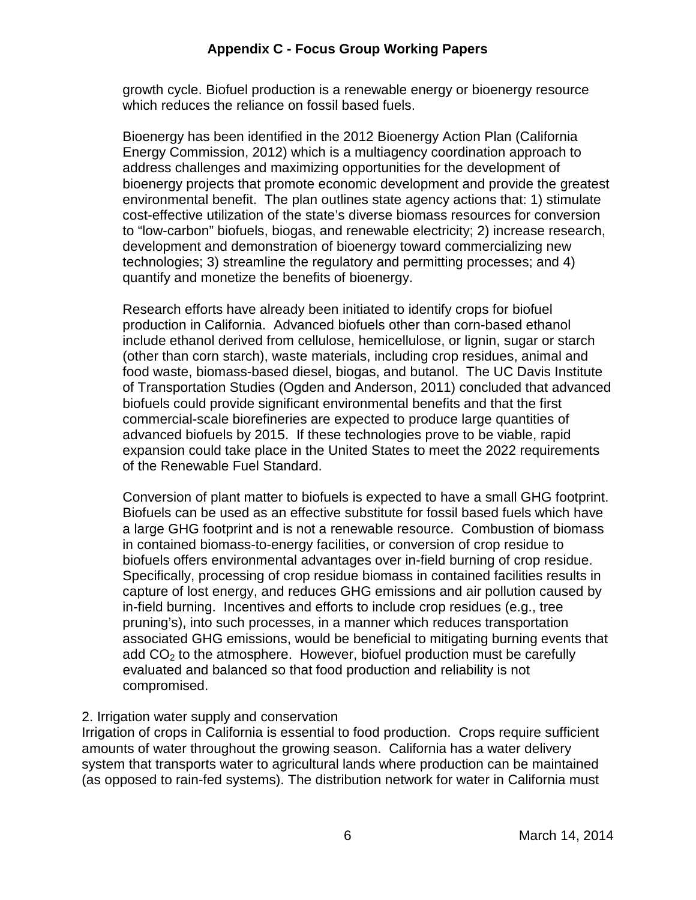growth cycle. Biofuel production is a renewable energy or bioenergy resource which reduces the reliance on fossil based fuels.

Bioenergy has been identified in the 2012 Bioenergy Action Plan (California Energy Commission, 2012) which is a multiagency coordination approach to address challenges and maximizing opportunities for the development of bioenergy projects that promote economic development and provide the greatest environmental benefit. The plan outlines state agency actions that: 1) stimulate cost-effective utilization of the state's diverse biomass resources for conversion to "low-carbon" biofuels, biogas, and renewable electricity; 2) increase research, development and demonstration of bioenergy toward commercializing new technologies; 3) streamline the regulatory and permitting processes; and 4) quantify and monetize the benefits of bioenergy.

Research efforts have already been initiated to identify crops for biofuel production in California. Advanced biofuels other than corn-based ethanol include ethanol derived from cellulose, hemicellulose, or lignin, sugar or starch (other than corn starch), waste materials, including crop residues, animal and food waste, biomass-based diesel, biogas, and butanol. The UC Davis Institute of Transportation Studies (Ogden and Anderson, 2011) concluded that advanced biofuels could provide significant environmental benefits and that the first commercial-scale biorefineries are expected to produce large quantities of advanced biofuels by 2015. If these technologies prove to be viable, rapid expansion could take place in the United States to meet the 2022 requirements of the Renewable Fuel Standard.

Conversion of plant matter to biofuels is expected to have a small GHG footprint. Biofuels can be used as an effective substitute for fossil based fuels which have a large GHG footprint and is not a renewable resource. Combustion of biomass in contained biomass-to-energy facilities, or conversion of crop residue to biofuels offers environmental advantages over in-field burning of crop residue. Specifically, processing of crop residue biomass in contained facilities results in capture of lost energy, and reduces GHG emissions and air pollution caused by in-field burning. Incentives and efforts to include crop residues (e.g., tree pruning's), into such processes, in a manner which reduces transportation associated GHG emissions, would be beneficial to mitigating burning events that add $CO_2$ to the atmosphere. However, biofuel production must be carefully evaluated and balanced so that food production and reliability is not compromised.

2. Irrigation water supply and conservation

Irrigation of crops in California is essential to food production. Crops require sufficient amounts of water throughout the growing season. California has a water delivery system that transports water to agricultural lands where production can be maintained (as opposed to rain-fed systems). The distribution network for water in California must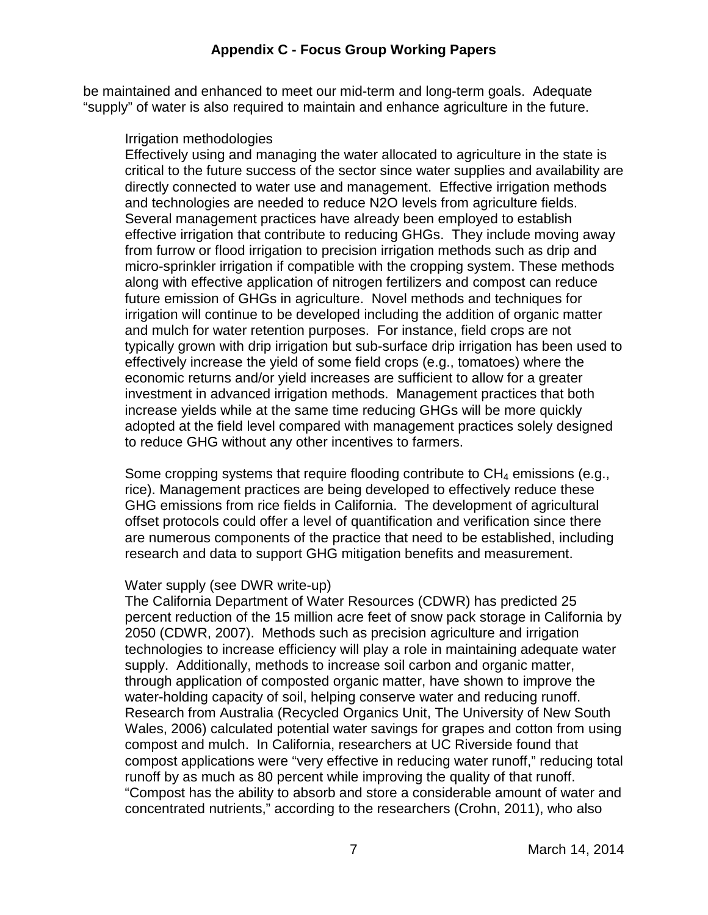be maintained and enhanced to meet our mid-term and long-term goals. Adequate "supply" of water is also required to maintain and enhance agriculture in the future.

### Irrigation methodologies

Effectively using and managing the water allocated to agriculture in the state is critical to the future success of the sector since water supplies and availability are directly connected to water use and management. Effective irrigation methods and technologies are needed to reduce N2O levels from agriculture fields. Several management practices have already been employed to establish effective irrigation that contribute to reducing GHGs. They include moving away from furrow or flood irrigation to precision irrigation methods such as drip and micro-sprinkler irrigation if compatible with the cropping system. These methods along with effective application of nitrogen fertilizers and compost can reduce future emission of GHGs in agriculture. Novel methods and techniques for irrigation will continue to be developed including the addition of organic matter and mulch for water retention purposes. For instance, field crops are not typically grown with drip irrigation but sub-surface drip irrigation has been used to effectively increase the yield of some field crops (e.g., tomatoes) where the economic returns and/or yield increases are sufficient to allow for a greater investment in advanced irrigation methods. Management practices that both increase yields while at the same time reducing GHGs will be more quickly adopted at the field level compared with management practices solely designed to reduce GHG without any other incentives to farmers.

Some cropping systems that require flooding contribute to $CH_4$ emissions (e.g., rice). Management practices are being developed to effectively reduce these GHG emissions from rice fields in California. The development of agricultural offset protocols could offer a level of quantification and verification since there are numerous components of the practice that need to be established, including research and data to support GHG mitigation benefits and measurement.

### Water supply (see DWR write-up)

The California Department of Water Resources (CDWR) has predicted 25 percent reduction of the 15 million acre feet of snow pack storage in California by 2050 (CDWR, 2007). Methods such as precision agriculture and irrigation technologies to increase efficiency will play a role in maintaining adequate water supply. Additionally, methods to increase soil carbon and organic matter, through application of composted organic matter, have shown to improve the water-holding capacity of soil, helping conserve water and reducing runoff. Research from Australia (Recycled Organics Unit, The University of New South Wales, 2006) calculated potential water savings for grapes and cotton from using compost and mulch. In California, researchers at UC Riverside found that compost applications were "very effective in reducing water runoff," reducing total runoff by as much as 80 percent while improving the quality of that runoff. "Compost has the ability to absorb and store a considerable amount of water and concentrated nutrients," according to the researchers (Crohn, 2011), who also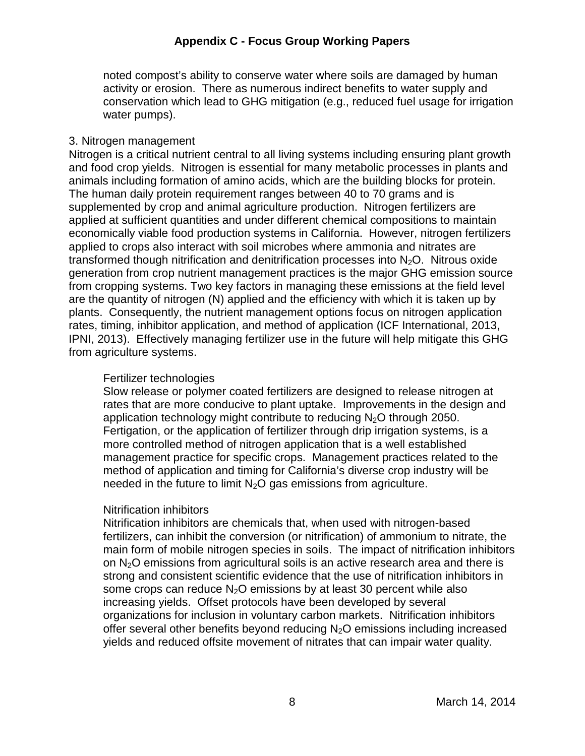noted compost's ability to conserve water where soils are damaged by human activity or erosion. There as numerous indirect benefits to water supply and conservation which lead to GHG mitigation (e.g., reduced fuel usage for irrigation water pumps).

3. Nitrogen management

Nitrogen is a critical nutrient central to all living systems including ensuring plant growth and food crop yields. Nitrogen is essential for many metabolic processes in plants and animals including formation of amino acids, which are the building blocks for protein. The human daily protein requirement ranges between 40 to 70 grams and is supplemented by crop and animal agriculture production. Nitrogen fertilizers are applied at sufficient quantities and under different chemical compositions to maintain economically viable food production systems in California. However, nitrogen fertilizers applied to crops also interact with soil microbes where ammonia and nitrates are transformed though nitrification and denitrification processes into $N_2O$. Nitrous oxide generation from crop nutrient management practices is the major GHG emission source from cropping systems. Two key factors in managing these emissions at the field level are the quantity of nitrogen (N) applied and the efficiency with which it is taken up by plants. Consequently, the nutrient management options focus on nitrogen application rates, timing, inhibitor application, and method of application (ICF International, 2013, IPNI, 2013). Effectively managing fertilizer use in the future will help mitigate this GHG from agriculture systems.

Fertilizer technologies

Slow release or polymer coated fertilizers are designed to release nitrogen at rates that are more conducive to plant uptake. Improvements in the design and application technology might contribute to reducing $N_2O$ through 2050. Fertigation, or the application of fertilizer through drip irrigation systems, is a more controlled method of nitrogen application that is a well established management practice for specific crops. Management practices related to the method of application and timing for California's diverse crop industry will be needed in the future to limit $N_2O$ gas emissions from agriculture.

Nitrification inhibitors

Nitrification inhibitors are chemicals that, when used with nitrogen-based fertilizers, can inhibit the conversion (or nitrification) of ammonium to nitrate, the main form of mobile nitrogen species in soils. The impact of nitrification inhibitors on $N_2O$ emissions from agricultural soils is an active research area and there is strong and consistent scientific evidence that the use of nitrification inhibitors in some crops can reduce $N_2O$ emissions by at least 30 percent while also increasing yields. Offset protocols have been developed by several organizations for inclusion in voluntary carbon markets. Nitrification inhibitors offer several other benefits beyond reducing $N_2O$ emissions including increased yields and reduced offsite movement of nitrates that can impair water quality.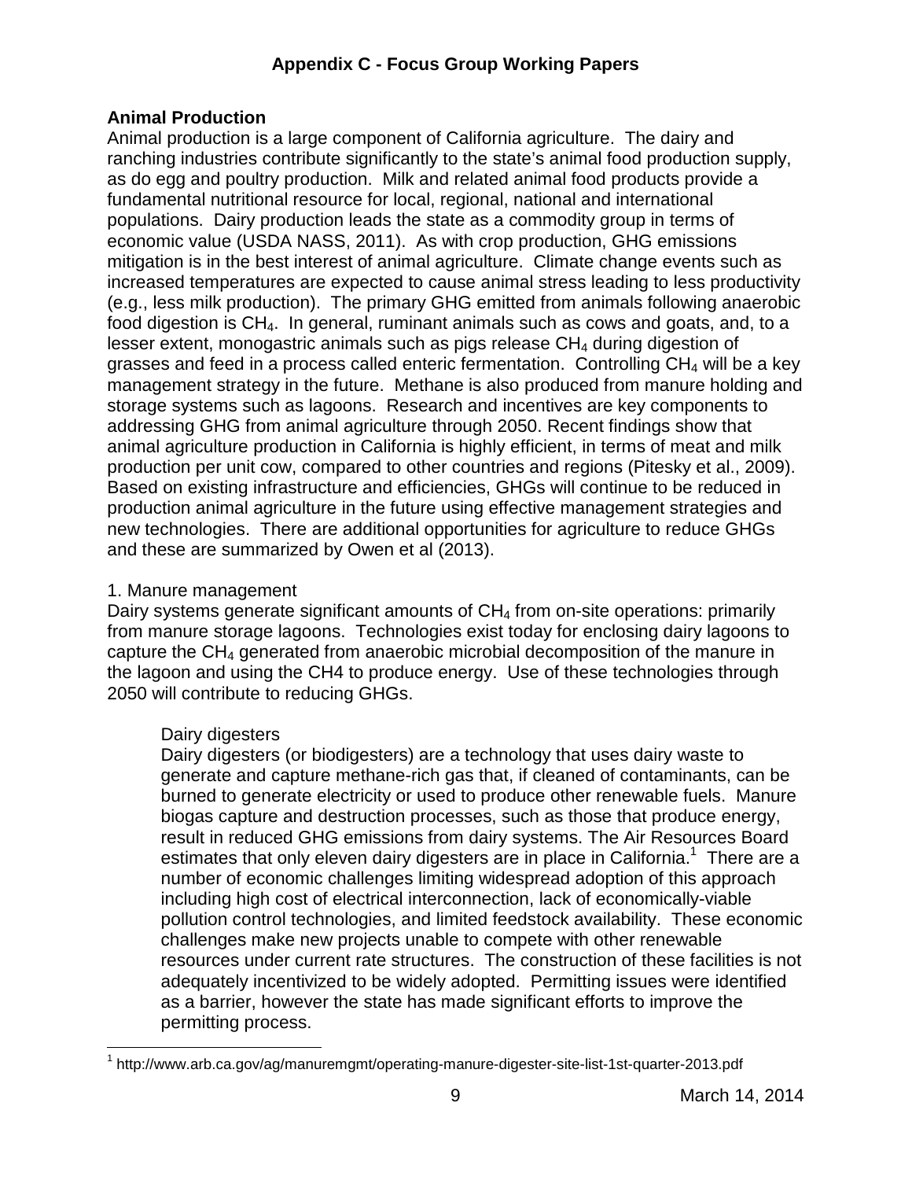## Animal Production

Animal production is a large component of California agriculture. The dairy and ranching industries contribute significantly to the state's animal food production supply, as do egg and poultry production. Milk and related animal food products provide a fundamental nutritional resource for local, regional, national and international populations. Dairy production leads the state as a commodity group in terms of economic value (USDA NASS, 2011). As with crop production, GHG emissions mitigation is in the best interest of animal agriculture. Climate change events such as increased temperatures are expected to cause animal stress leading to less productivity (e.g., less milk production). The primary GHG emitted from animals following anaerobic food digestion is $CH_4$. In general, ruminant animals such as cows and goats, and, to a lesser extent, monogastric animals such as pigs release $CH_4$ during digestion of grasses and feed in a process called enteric fermentation. Controlling $CH_4$ will be a key management strategy in the future. Methane is also produced from manure holding and storage systems such as lagoons. Research and incentives are key components to addressing GHG from animal agriculture through 2050. Recent findings show that animal agriculture production in California is highly efficient, in terms of meat and milk production per unit cow, compared to other countries and regions (Pitesky et al., 2009). Based on existing infrastructure and efficiencies, GHGs will continue to be reduced in production animal agriculture in the future using effective management strategies and new technologies. There are additional opportunities for agriculture to reduce GHGs and these are summarized by Owen et al (2013).

1. Manure management

Dairy systems generate significant amounts of $CH_4$ from on-site operations: primarily from manure storage lagoons. Technologies exist today for enclosing dairy lagoons to capture the $CH_4$ generated from anaerobic microbial decomposition of the manure in the lagoon and using the CH4 to produce energy. Use of these technologies through 2050 will contribute to reducing GHGs.

Dairy digesters

Dairy digesters (or biodigesters) are a technology that uses dairy waste to generate and capture methane-rich gas that, if cleaned of contaminants, can be burned to generate electricity or used to produce other renewable fuels. Manure biogas capture and destruction processes, such as those that produce energy, result in reduced GHG emissions from dairy systems. The Air Resources Board estimates that only eleven dairy digesters are in place in California.[1] There are a number of economic challenges limiting widespread adoption of this approach including high cost of electrical interconnection, lack of economically-viable pollution control technologies, and limited feedstock availability. These economic challenges make new projects unable to compete with other renewable resources under current rate structures. The construction of these facilities is not adequately incentivized to be widely adopted. Permitting issues were identified as a barrier, however the state has made significant efforts to improve the permitting process.

[1] http://www.arb.ca.gov/ag/manuremgmt/operating-manure-digester-site-list-1st-quarter-2013.pdf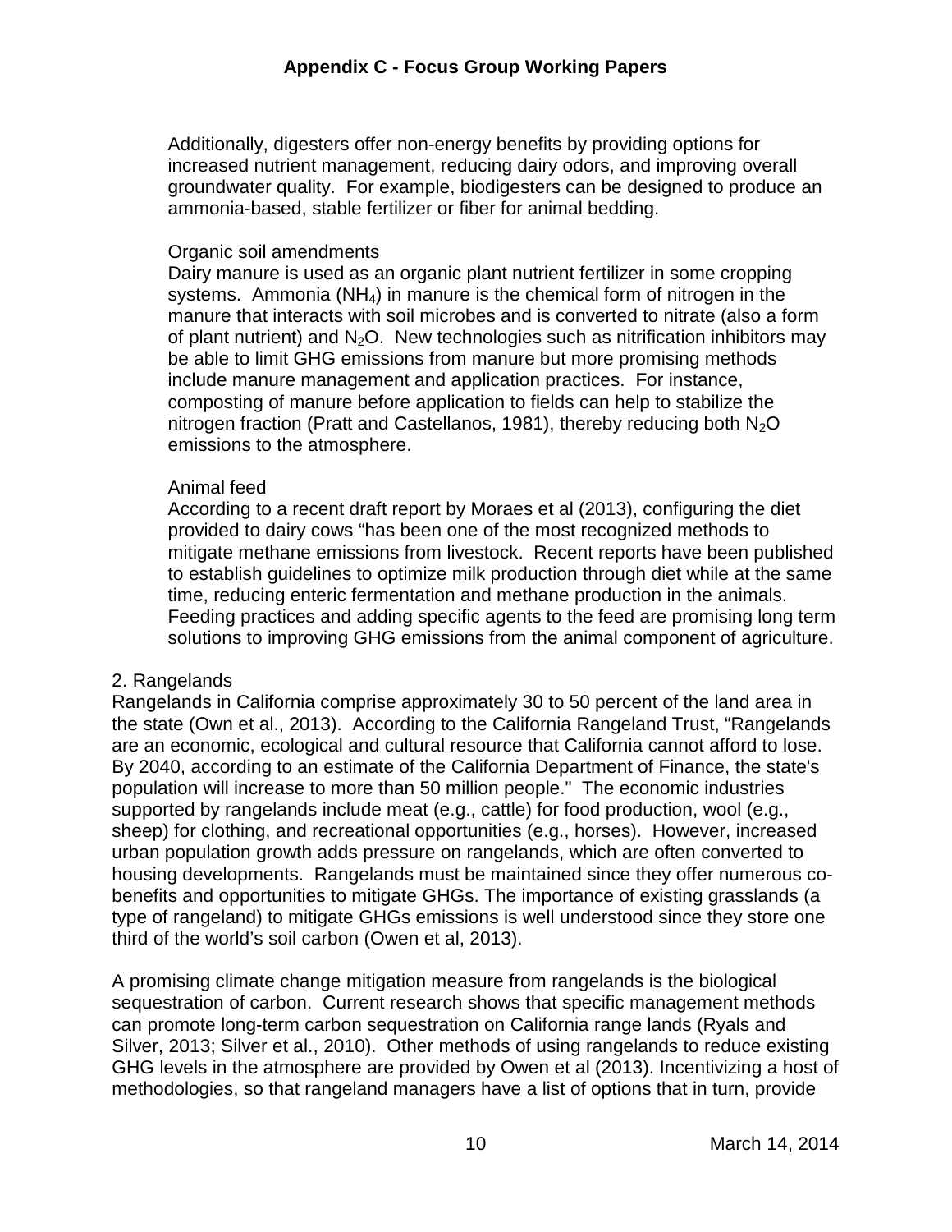Additionally, digesters offer non-energy benefits by providing options for increased nutrient management, reducing dairy odors, and improving overall groundwater quality. For example, biodigesters can be designed to produce an ammonia-based, stable fertilizer or fiber for animal bedding.

Organic soil amendments

Dairy manure is used as an organic plant nutrient fertilizer in some cropping systems. Ammonia ($NH_4$) in manure is the chemical form of nitrogen in the manure that interacts with soil microbes and is converted to nitrate (also a form of plant nutrient) and $N_2O$. New technologies such as nitrification inhibitors may be able to limit GHG emissions from manure but more promising methods include manure management and application practices. For instance, composting of manure before application to fields can help to stabilize the nitrogen fraction (Pratt and Castellanos, 1981), thereby reducing both $N_2O$ emissions to the atmosphere.

Animal feed

According to a recent draft report by Moraes et al (2013), configuring the diet provided to dairy cows "has been one of the most recognized methods to mitigate methane emissions from livestock. Recent reports have been published to establish guidelines to optimize milk production through diet while at the same time, reducing enteric fermentation and methane production in the animals. Feeding practices and adding specific agents to the feed are promising long term solutions to improving GHG emissions from the animal component of agriculture.

2. Rangelands

Rangelands in California comprise approximately 30 to 50 percent of the land area in the state (Own et al., 2013). According to the California Rangeland Trust, "Rangelands are an economic, ecological and cultural resource that California cannot afford to lose. By 2040, according to an estimate of the California Department of Finance, the state's population will increase to more than 50 million people." The economic industries supported by rangelands include meat (e.g., cattle) for food production, wool (e.g., sheep) for clothing, and recreational opportunities (e.g., horses). However, increased urban population growth adds pressure on rangelands, which are often converted to housing developments. Rangelands must be maintained since they offer numerous co-benefits and opportunities to mitigate GHGs. The importance of existing grasslands (a type of rangeland) to mitigate GHGs emissions is well understood since they store one third of the world's soil carbon (Owen et al, 2013).

A promising climate change mitigation measure from rangelands is the biological sequestration of carbon. Current research shows that specific management methods can promote long-term carbon sequestration on California range lands (Ryals and Silver, 2013; Silver et al., 2010). Other methods of using rangelands to reduce existing GHG levels in the atmosphere are provided by Owen et al (2013). Incentivizing a host of methodologies, so that rangeland managers have a list of options that in turn, provide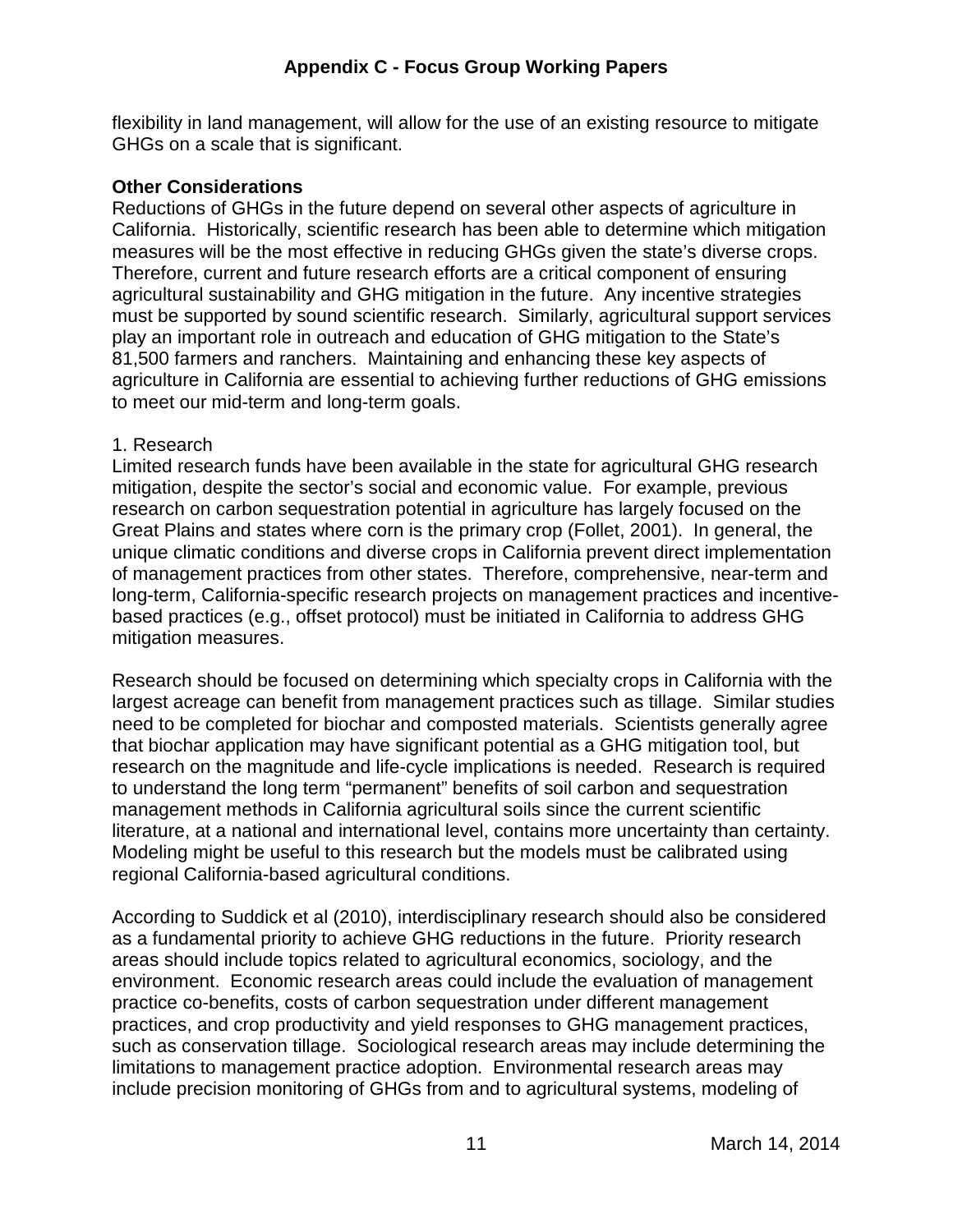flexibility in land management, will allow for the use of an existing resource to mitigate GHGs on a scale that is significant.

**Other Considerations**

Reductions of GHGs in the future depend on several other aspects of agriculture in California. Historically, scientific research has been able to determine which mitigation measures will be the most effective in reducing GHGs given the state's diverse crops. Therefore, current and future research efforts are a critical component of ensuring agricultural sustainability and GHG mitigation in the future. Any incentive strategies must be supported by sound scientific research. Similarly, agricultural support services play an important role in outreach and education of GHG mitigation to the State's 81,500 farmers and ranchers. Maintaining and enhancing these key aspects of agriculture in California are essential to achieving further reductions of GHG emissions to meet our mid-term and long-term goals.

1. Research

Limited research funds have been available in the state for agricultural GHG research mitigation, despite the sector's social and economic value. For example, previous research on carbon sequestration potential in agriculture has largely focused on the Great Plains and states where corn is the primary crop (Follet, 2001). In general, the unique climatic conditions and diverse crops in California prevent direct implementation of management practices from other states. Therefore, comprehensive, near-term and long-term, California-specific research projects on management practices and incentive-based practices (e.g., offset protocol) must be initiated in California to address GHG mitigation measures.

Research should be focused on determining which specialty crops in California with the largest acreage can benefit from management practices such as tillage. Similar studies need to be completed for biochar and composted materials. Scientists generally agree that biochar application may have significant potential as a GHG mitigation tool, but research on the magnitude and life-cycle implications is needed. Research is required to understand the long term "permanent" benefits of soil carbon and sequestration management methods in California agricultural soils since the current scientific literature, at a national and international level, contains more uncertainty than certainty. Modeling might be useful to this research but the models must be calibrated using regional California-based agricultural conditions.

According to Suddick et al (2010), interdisciplinary research should also be considered as a fundamental priority to achieve GHG reductions in the future. Priority research areas should include topics related to agricultural economics, sociology, and the environment. Economic research areas could include the evaluation of management practice co-benefits, costs of carbon sequestration under different management practices, and crop productivity and yield responses to GHG management practices, such as conservation tillage. Sociological research areas may include determining the limitations to management practice adoption. Environmental research areas may include precision monitoring of GHGs from and to agricultural systems, modeling of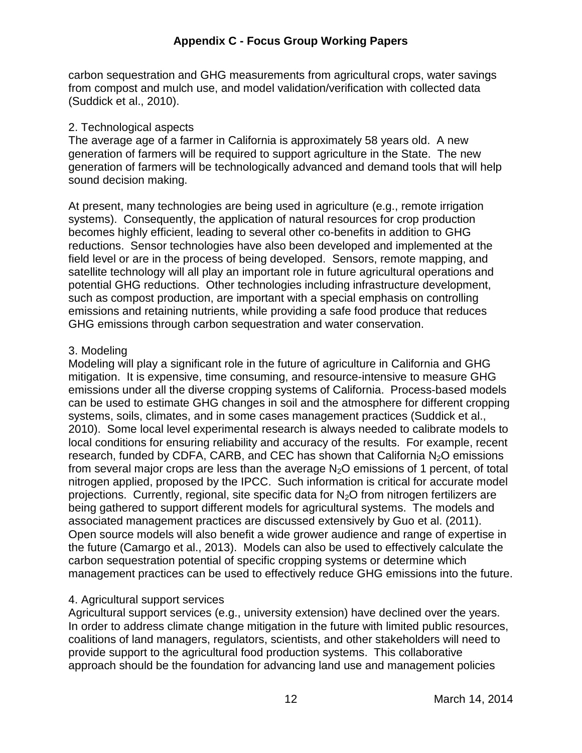carbon sequestration and GHG measurements from agricultural crops, water savings from compost and mulch use, and model validation/verification with collected data (Suddick et al., 2010).

2. Technological aspects

The average age of a farmer in California is approximately 58 years old. A new generation of farmers will be required to support agriculture in the State. The new generation of farmers will be technologically advanced and demand tools that will help sound decision making.

At present, many technologies are being used in agriculture (e.g., remote irrigation systems). Consequently, the application of natural resources for crop production becomes highly efficient, leading to several other co-benefits in addition to GHG reductions. Sensor technologies have also been developed and implemented at the field level or are in the process of being developed. Sensors, remote mapping, and satellite technology will all play an important role in future agricultural operations and potential GHG reductions. Other technologies including infrastructure development, such as compost production, are important with a special emphasis on controlling emissions and retaining nutrients, while providing a safe food produce that reduces GHG emissions through carbon sequestration and water conservation.

3. Modeling

Modeling will play a significant role in the future of agriculture in California and GHG mitigation. It is expensive, time consuming, and resource-intensive to measure GHG emissions under all the diverse cropping systems of California. Process-based models can be used to estimate GHG changes in soil and the atmosphere for different cropping systems, soils, climates, and in some cases management practices (Suddick et al., 2010). Some local level experimental research is always needed to calibrate models to local conditions for ensuring reliability and accuracy of the results. For example, recent research, funded by CDFA, CARB, and CEC has shown that California $N_2O$ emissions from several major crops are less than the average $N_2O$ emissions of 1 percent, of total nitrogen applied, proposed by the IPCC. Such information is critical for accurate model projections. Currently, regional, site specific data for $N_2O$ from nitrogen fertilizers are being gathered to support different models for agricultural systems. The models and associated management practices are discussed extensively by Guo et al. (2011). Open source models will also benefit a wide grower audience and range of expertise in the future (Camargo et al., 2013). Models can also be used to effectively calculate the carbon sequestration potential of specific cropping systems or determine which management practices can be used to effectively reduce GHG emissions into the future.

4. Agricultural support services

Agricultural support services (e.g., university extension) have declined over the years. In order to address climate change mitigation in the future with limited public resources, coalitions of land managers, regulators, scientists, and other stakeholders will need to provide support to the agricultural food production systems. This collaborative approach should be the foundation for advancing land use and management policies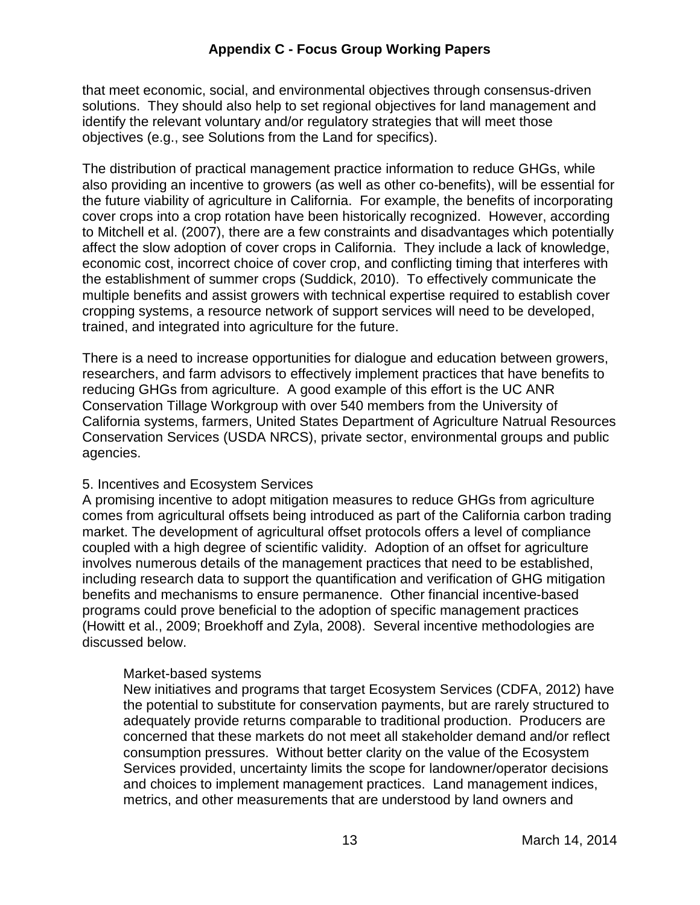that meet economic, social, and environmental objectives through consensus-driven solutions. They should also help to set regional objectives for land management and identify the relevant voluntary and/or regulatory strategies that will meet those objectives (e.g., see Solutions from the Land for specifics).

The distribution of practical management practice information to reduce GHGs, while also providing an incentive to growers (as well as other co-benefits), will be essential for the future viability of agriculture in California. For example, the benefits of incorporating cover crops into a crop rotation have been historically recognized. However, according to Mitchell et al. (2007), there are a few constraints and disadvantages which potentially affect the slow adoption of cover crops in California. They include a lack of knowledge, economic cost, incorrect choice of cover crop, and conflicting timing that interferes with the establishment of summer crops (Suddick, 2010). To effectively communicate the multiple benefits and assist growers with technical expertise required to establish cover cropping systems, a resource network of support services will need to be developed, trained, and integrated into agriculture for the future.

There is a need to increase opportunities for dialogue and education between growers, researchers, and farm advisors to effectively implement practices that have benefits to reducing GHGs from agriculture. A good example of this effort is the UC ANR Conservation Tillage Workgroup with over 540 members from the University of California systems, farmers, United States Department of Agriculture Natrual Resources Conservation Services (USDA NRCS), private sector, environmental groups and public agencies.

5. Incentives and Ecosystem Services

A promising incentive to adopt mitigation measures to reduce GHGs from agriculture comes from agricultural offsets being introduced as part of the California carbon trading market. The development of agricultural offset protocols offers a level of compliance coupled with a high degree of scientific validity. Adoption of an offset for agriculture involves numerous details of the management practices that need to be established, including research data to support the quantification and verification of GHG mitigation benefits and mechanisms to ensure permanence. Other financial incentive-based programs could prove beneficial to the adoption of specific management practices (Howitt et al., 2009; Broekhoff and Zyla, 2008). Several incentive methodologies are discussed below.

Market-based systems

New initiatives and programs that target Ecosystem Services (CDFA, 2012) have the potential to substitute for conservation payments, but are rarely structured to adequately provide returns comparable to traditional production. Producers are concerned that these markets do not meet all stakeholder demand and/or reflect consumption pressures. Without better clarity on the value of the Ecosystem Services provided, uncertainty limits the scope for landowner/operator decisions and choices to implement management practices. Land management indices, metrics, and other measurements that are understood by land owners and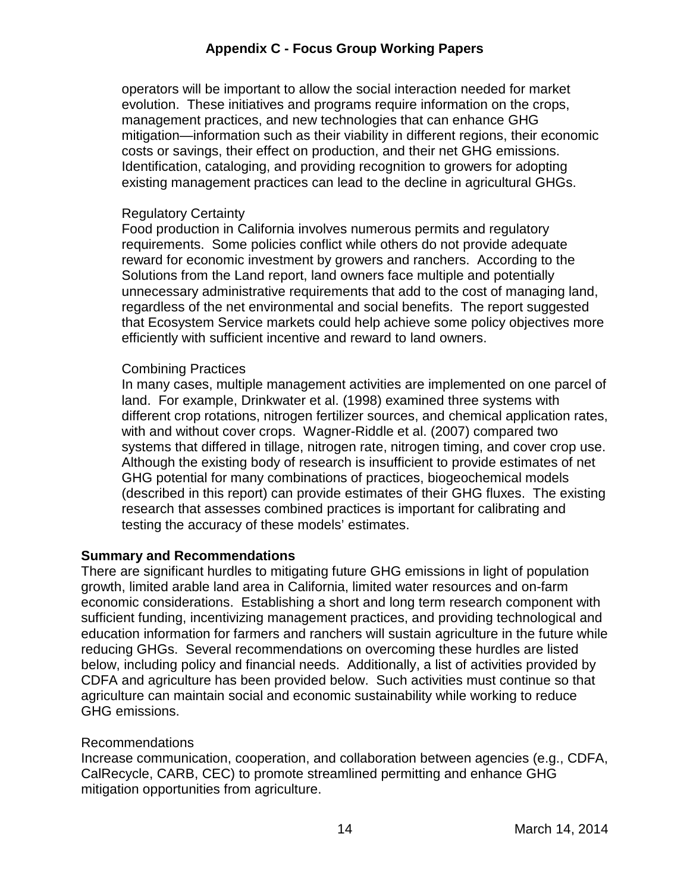operators will be important to allow the social interaction needed for market evolution. These initiatives and programs require information on the crops, management practices, and new technologies that can enhance GHG mitigation—information such as their viability in different regions, their economic costs or savings, their effect on production, and their net GHG emissions. Identification, cataloging, and providing recognition to growers for adopting existing management practices can lead to the decline in agricultural GHGs.

Regulatory Certainty

Food production in California involves numerous permits and regulatory requirements. Some policies conflict while others do not provide adequate reward for economic investment by growers and ranchers. According to the Solutions from the Land report, land owners face multiple and potentially unnecessary administrative requirements that add to the cost of managing land, regardless of the net environmental and social benefits. The report suggested that Ecosystem Service markets could help achieve some policy objectives more efficiently with sufficient incentive and reward to land owners.

Combining Practices

In many cases, multiple management activities are implemented on one parcel of land. For example, Drinkwater et al. (1998) examined three systems with different crop rotations, nitrogen fertilizer sources, and chemical application rates, with and without cover crops. Wagner-Riddle et al. (2007) compared two systems that differed in tillage, nitrogen rate, nitrogen timing, and cover crop use. Although the existing body of research is insufficient to provide estimates of net GHG potential for many combinations of practices, biogeochemical models (described in this report) can provide estimates of their GHG fluxes. The existing research that assesses combined practices is important for calibrating and testing the accuracy of these models' estimates.

**Summary and Recommendations**

There are significant hurdles to mitigating future GHG emissions in light of population growth, limited arable land area in California, limited water resources and on-farm economic considerations. Establishing a short and long term research component with sufficient funding, incentivizing management practices, and providing technological and education information for farmers and ranchers will sustain agriculture in the future while reducing GHGs. Several recommendations on overcoming these hurdles are listed below, including policy and financial needs. Additionally, a list of activities provided by CDFA and agriculture has been provided below. Such activities must continue so that agriculture can maintain social and economic sustainability while working to reduce GHG emissions.

Recommendations

Increase communication, cooperation, and collaboration between agencies (e.g., CDFA, CalRecycle, CARB, CEC) to promote streamlined permitting and enhance GHG mitigation opportunities from agriculture.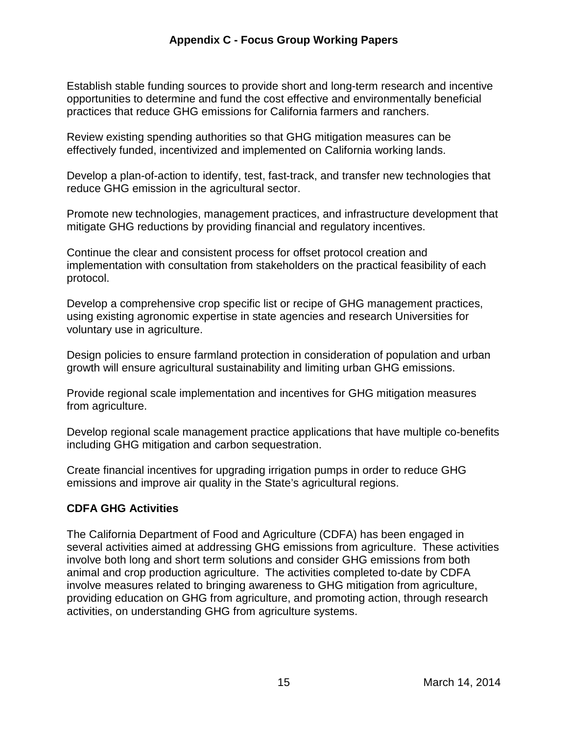Establish stable funding sources to provide short and long-term research and incentive opportunities to determine and fund the cost effective and environmentally beneficial practices that reduce GHG emissions for California farmers and ranchers.

Review existing spending authorities so that GHG mitigation measures can be effectively funded, incentivized and implemented on California working lands.

Develop a plan-of-action to identify, test, fast-track, and transfer new technologies that reduce GHG emission in the agricultural sector.

Promote new technologies, management practices, and infrastructure development that mitigate GHG reductions by providing financial and regulatory incentives.

Continue the clear and consistent process for offset protocol creation and implementation with consultation from stakeholders on the practical feasibility of each protocol.

Develop a comprehensive crop specific list or recipe of GHG management practices, using existing agronomic expertise in state agencies and research Universities for voluntary use in agriculture.

Design policies to ensure farmland protection in consideration of population and urban growth will ensure agricultural sustainability and limiting urban GHG emissions.

Provide regional scale implementation and incentives for GHG mitigation measures from agriculture.

Develop regional scale management practice applications that have multiple co-benefits including GHG mitigation and carbon sequestration.

Create financial incentives for upgrading irrigation pumps in order to reduce GHG emissions and improve air quality in the State's agricultural regions.

**CDFA GHG Activities**

The California Department of Food and Agriculture (CDFA) has been engaged in several activities aimed at addressing GHG emissions from agriculture. These activities involve both long and short term solutions and consider GHG emissions from both animal and crop production agriculture. The activities completed to-date by CDFA involve measures related to bringing awareness to GHG mitigation from agriculture, providing education on GHG from agriculture, and promoting action, through research activities, on understanding GHG from agriculture systems.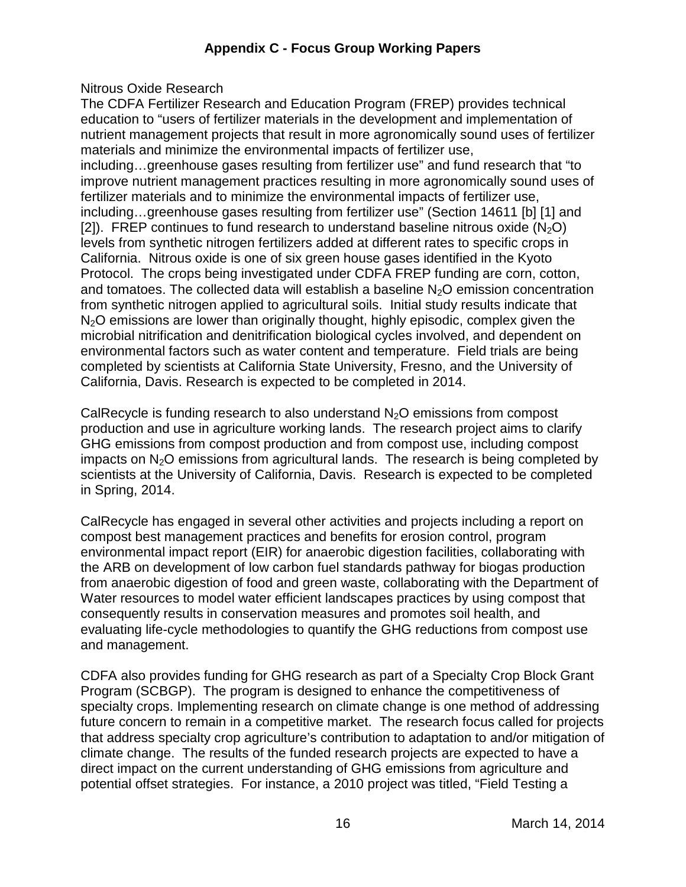Nitrous Oxide Research

The CDFA Fertilizer Research and Education Program (FREP) provides technical education to "users of fertilizer materials in the development and implementation of nutrient management projects that result in more agronomically sound uses of fertilizer materials and minimize the environmental impacts of fertilizer use, including…greenhouse gases resulting from fertilizer use" and fund research that "to improve nutrient management practices resulting in more agronomically sound uses of fertilizer materials and to minimize the environmental impacts of fertilizer use, including…greenhouse gases resulting from fertilizer use" (Section 14611 [b] [1] and [2]). FREP continues to fund research to understand baseline nitrous oxide ($N_2O$) levels from synthetic nitrogen fertilizers added at different rates to specific crops in California. Nitrous oxide is one of six green house gases identified in the Kyoto Protocol. The crops being investigated under CDFA FREP funding are corn, cotton, and tomatoes. The collected data will establish a baseline $N_2O$ emission concentration from synthetic nitrogen applied to agricultural soils. Initial study results indicate that $N_2O$ emissions are lower than originally thought, highly episodic, complex given the microbial nitrification and denitrification biological cycles involved, and dependent on environmental factors such as water content and temperature. Field trials are being completed by scientists at California State University, Fresno, and the University of California, Davis. Research is expected to be completed in 2014.

CalRecycle is funding research to also understand $N_2O$ emissions from compost production and use in agriculture working lands. The research project aims to clarify GHG emissions from compost production and from compost use, including compost impacts on $N_2O$ emissions from agricultural lands. The research is being completed by scientists at the University of California, Davis. Research is expected to be completed in Spring, 2014.

CalRecycle has engaged in several other activities and projects including a report on compost best management practices and benefits for erosion control, program environmental impact report (EIR) for anaerobic digestion facilities, collaborating with the ARB on development of low carbon fuel standards pathway for biogas production from anaerobic digestion of food and green waste, collaborating with the Department of Water resources to model water efficient landscapes practices by using compost that consequently results in conservation measures and promotes soil health, and evaluating life-cycle methodologies to quantify the GHG reductions from compost use and management.

CDFA also provides funding for GHG research as part of a Specialty Crop Block Grant Program (SCBGP). The program is designed to enhance the competitiveness of specialty crops. Implementing research on climate change is one method of addressing future concern to remain in a competitive market. The research focus called for projects that address specialty crop agriculture's contribution to adaptation to and/or mitigation of climate change. The results of the funded research projects are expected to have a direct impact on the current understanding of GHG emissions from agriculture and potential offset strategies. For instance, a 2010 project was titled, "Field Testing a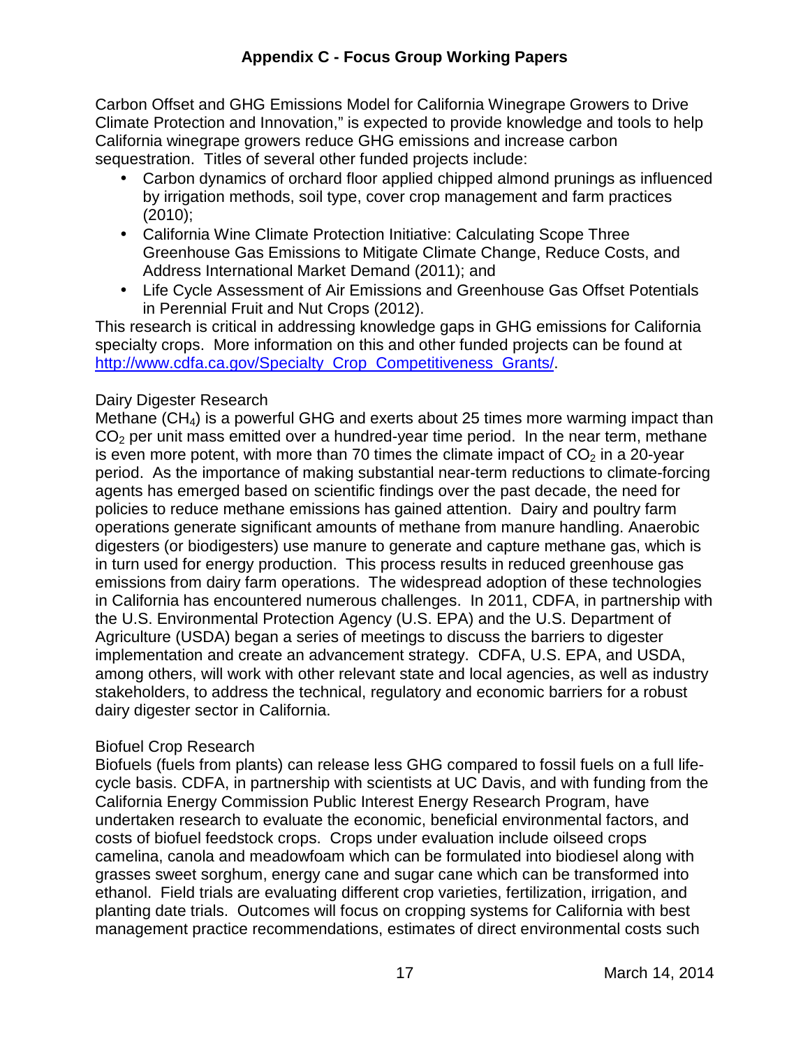Carbon Offset and GHG Emissions Model for California Winegrape Growers to Drive Climate Protection and Innovation," is expected to provide knowledge and tools to help California winegrape growers reduce GHG emissions and increase carbon sequestration. Titles of several other funded projects include:

- Carbon dynamics of orchard floor applied chipped almond prunings as influenced by irrigation methods, soil type, cover crop management and farm practices (2010);
- California Wine Climate Protection Initiative: Calculating Scope Three Greenhouse Gas Emissions to Mitigate Climate Change, Reduce Costs, and Address International Market Demand (2011); and
- Life Cycle Assessment of Air Emissions and Greenhouse Gas Offset Potentials in Perennial Fruit and Nut Crops (2012).

This research is critical in addressing knowledge gaps in GHG emissions for California specialty crops. More information on this and other funded projects can be found at http://www.cdfa.ca.gov/Specialty_Crop_Competitiveness_Grants/.

Dairy Digester Research

Methane ($CH_4$) is a powerful GHG and exerts about 25 times more warming impact than $CO_2$ per unit mass emitted over a hundred-year time period. In the near term, methane is even more potent, with more than 70 times the climate impact of $CO_2$ in a 20-year period. As the importance of making substantial near-term reductions to climate-forcing agents has emerged based on scientific findings over the past decade, the need for policies to reduce methane emissions has gained attention. Dairy and poultry farm operations generate significant amounts of methane from manure handling. Anaerobic digesters (or biodigesters) use manure to generate and capture methane gas, which is in turn used for energy production. This process results in reduced greenhouse gas emissions from dairy farm operations. The widespread adoption of these technologies in California has encountered numerous challenges. In 2011, CDFA, in partnership with the U.S. Environmental Protection Agency (U.S. EPA) and the U.S. Department of Agriculture (USDA) began a series of meetings to discuss the barriers to digester implementation and create an advancement strategy. CDFA, U.S. EPA, and USDA, among others, will work with other relevant state and local agencies, as well as industry stakeholders, to address the technical, regulatory and economic barriers for a robust dairy digester sector in California.

Biofuel Crop Research

Biofuels (fuels from plants) can release less GHG compared to fossil fuels on a full life-cycle basis. CDFA, in partnership with scientists at UC Davis, and with funding from the California Energy Commission Public Interest Energy Research Program, have undertaken research to evaluate the economic, beneficial environmental factors, and costs of biofuel feedstock crops. Crops under evaluation include oilseed crops camelina, canola and meadowfoam which can be formulated into biodiesel along with grasses sweet sorghum, energy cane and sugar cane which can be transformed into ethanol. Field trials are evaluating different crop varieties, fertilization, irrigation, and planting date trials. Outcomes will focus on cropping systems for California with best management practice recommendations, estimates of direct environmental costs such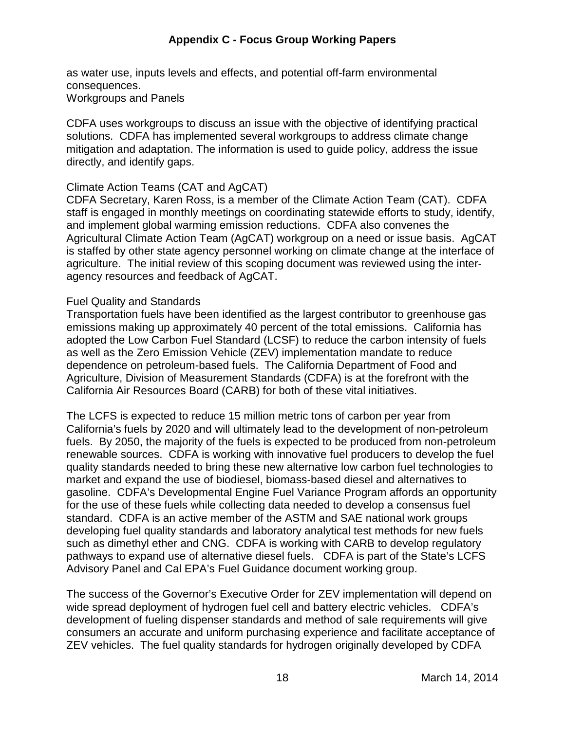as water use, inputs levels and effects, and potential off-farm environmental consequences.

### Workgroups and Panels

CDFA uses workgroups to discuss an issue with the objective of identifying practical solutions. CDFA has implemented several workgroups to address climate change mitigation and adaptation. The information is used to guide policy, address the issue directly, and identify gaps.

#### Climate Action Teams (CAT and AgCAT)

CDFA Secretary, Karen Ross, is a member of the Climate Action Team (CAT). CDFA staff is engaged in monthly meetings on coordinating statewide efforts to study, identify, and implement global warming emission reductions. CDFA also convenes the Agricultural Climate Action Team (AgCAT) workgroup on a need or issue basis. AgCAT is staffed by other state agency personnel working on climate change at the interface of agriculture. The initial review of this scoping document was reviewed using the inter-agency resources and feedback of AgCAT.

#### Fuel Quality and Standards

Transportation fuels have been identified as the largest contributor to greenhouse gas emissions making up approximately 40 percent of the total emissions. California has adopted the Low Carbon Fuel Standard (LCSF) to reduce the carbon intensity of fuels as well as the Zero Emission Vehicle (ZEV) implementation mandate to reduce dependence on petroleum-based fuels. The California Department of Food and Agriculture, Division of Measurement Standards (CDFA) is at the forefront with the California Air Resources Board (CARB) for both of these vital initiatives.

The LCFS is expected to reduce 15 million metric tons of carbon per year from California's fuels by 2020 and will ultimately lead to the development of non-petroleum fuels. By 2050, the majority of the fuels is expected to be produced from non-petroleum renewable sources. CDFA is working with innovative fuel producers to develop the fuel quality standards needed to bring these new alternative low carbon fuel technologies to market and expand the use of biodiesel, biomass-based diesel and alternatives to gasoline. CDFA's Developmental Engine Fuel Variance Program affords an opportunity for the use of these fuels while collecting data needed to develop a consensus fuel standard. CDFA is an active member of the ASTM and SAE national work groups developing fuel quality standards and laboratory analytical test methods for new fuels such as dimethyl ether and CNG. CDFA is working with CARB to develop regulatory pathways to expand use of alternative diesel fuels. CDFA is part of the State's LCFS Advisory Panel and Cal EPA's Fuel Guidance document working group.

The success of the Governor's Executive Order for ZEV implementation will depend on wide spread deployment of hydrogen fuel cell and battery electric vehicles. CDFA's development of fueling dispenser standards and method of sale requirements will give consumers an accurate and uniform purchasing experience and facilitate acceptance of ZEV vehicles. The fuel quality standards for hydrogen originally developed by CDFA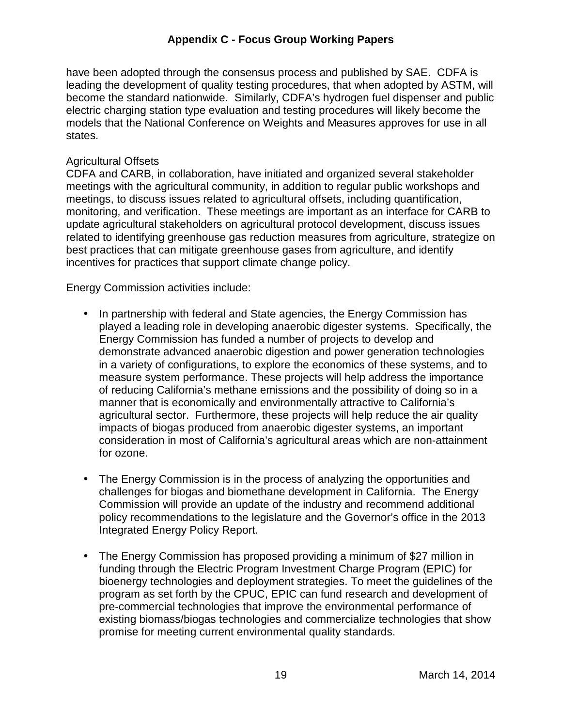have been adopted through the consensus process and published by SAE. CDFA is leading the development of quality testing procedures, that when adopted by ASTM, will become the standard nationwide. Similarly, CDFA's hydrogen fuel dispenser and public electric charging station type evaluation and testing procedures will likely become the models that the National Conference on Weights and Measures approves for use in all states.

Agricultural Offsets
CDFA and CARB, in collaboration, have initiated and organized several stakeholder meetings with the agricultural community, in addition to regular public workshops and meetings, to discuss issues related to agricultural offsets, including quantification, monitoring, and verification. These meetings are important as an interface for CARB to update agricultural stakeholders on agricultural protocol development, discuss issues related to identifying greenhouse gas reduction measures from agriculture, strategize on best practices that can mitigate greenhouse gases from agriculture, and identify incentives for practices that support climate change policy.

Energy Commission activities include:

- In partnership with federal and State agencies, the Energy Commission has played a leading role in developing anaerobic digester systems. Specifically, the Energy Commission has funded a number of projects to develop and demonstrate advanced anaerobic digestion and power generation technologies in a variety of configurations, to explore the economics of these systems, and to measure system performance. These projects will help address the importance of reducing California's methane emissions and the possibility of doing so in a manner that is economically and environmentally attractive to California's agricultural sector. Furthermore, these projects will help reduce the air quality impacts of biogas produced from anaerobic digester systems, an important consideration in most of California's agricultural areas which are non-attainment for ozone.

- The Energy Commission is in the process of analyzing the opportunities and challenges for biogas and biomethane development in California. The Energy Commission will provide an update of the industry and recommend additional policy recommendations to the legislature and the Governor's office in the 2013 Integrated Energy Policy Report.

- The Energy Commission has proposed providing a minimum of $27 million in funding through the Electric Program Investment Charge Program (EPIC) for bioenergy technologies and deployment strategies. To meet the guidelines of the program as set forth by the CPUC, EPIC can fund research and development of pre-commercial technologies that improve the environmental performance of existing biomass/biogas technologies and commercialize technologies that show promise for meeting current environmental quality standards.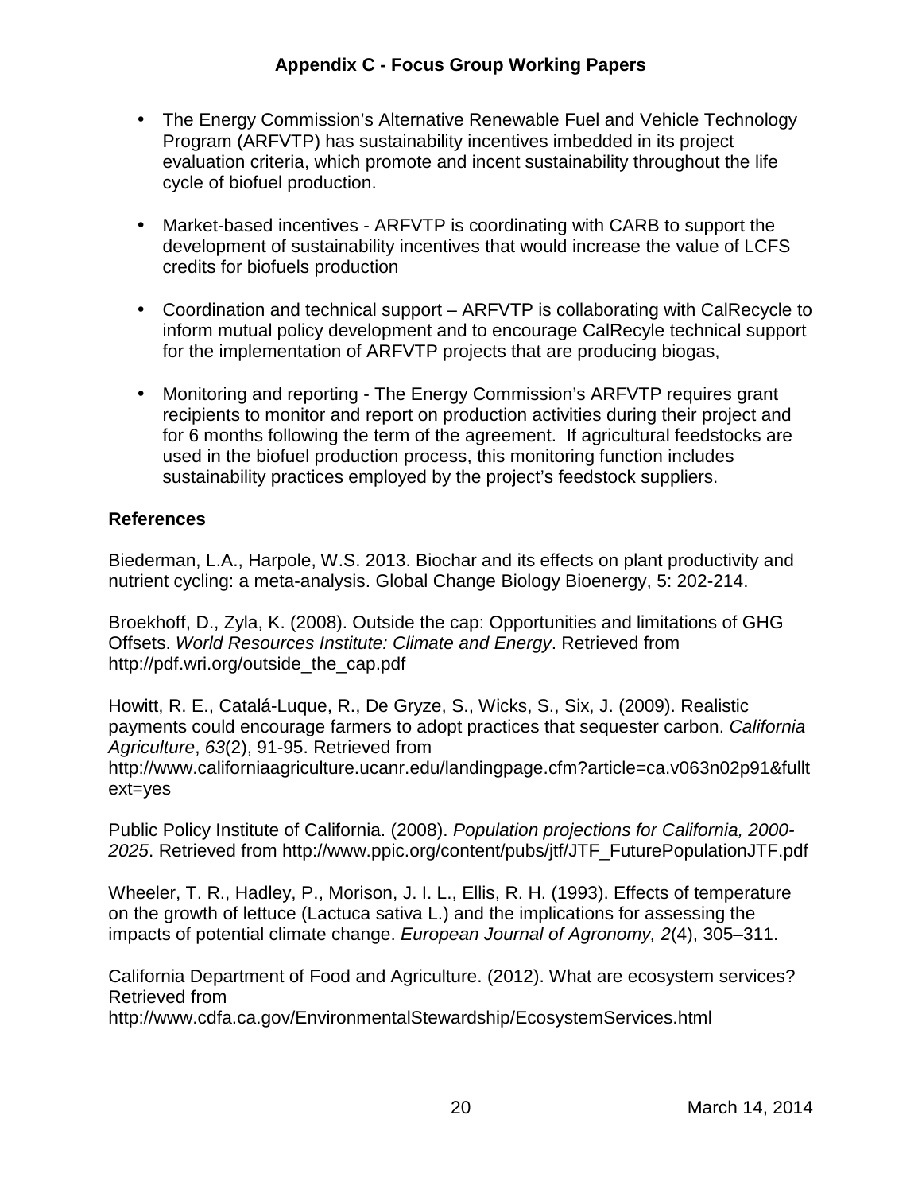- The Energy Commission's Alternative Renewable Fuel and Vehicle Technology Program (ARFVTP) has sustainability incentives imbedded in its project evaluation criteria, which promote and incent sustainability throughout the life cycle of biofuel production.

- Market-based incentives - ARFVTP is coordinating with CARB to support the development of sustainability incentives that would increase the value of LCFS credits for biofuels production

- Coordination and technical support – ARFVTP is collaborating with CalRecycle to inform mutual policy development and to encourage CalRecyle technical support for the implementation of ARFVTP projects that are producing biogas,

- Monitoring and reporting - The Energy Commission's ARFVTP requires grant recipients to monitor and report on production activities during their project and for 6 months following the term of the agreement. If agricultural feedstocks are used in the biofuel production process, this monitoring function includes sustainability practices employed by the project's feedstock suppliers.

**References**

Biederman, L.A., Harpole, W.S. 2013. Biochar and its effects on plant productivity and nutrient cycling: a meta-analysis. Global Change Biology Bioenergy, 5: 202-214.

Broekhoff, D., Zyla, K. (2008). Outside the cap: Opportunities and limitations of GHG Offsets. *World Resources Institute: Climate and Energy*. Retrieved from http://pdf.wri.org/outside_the_cap.pdf

Howitt, R. E., Catalá-Luque, R., De Gryze, S., Wicks, S., Six, J. (2009). Realistic payments could encourage farmers to adopt practices that sequester carbon. *California Agriculture*, *63*(2), 91-95. Retrieved from http://www.californiaagriculture.ucanr.edu/landingpage.cfm?article=ca.v063n02p91&fulltext=yes

Public Policy Institute of California. (2008). *Population projections for California, 2000-2025*. Retrieved from http://www.ppic.org/content/pubs/jtf/JTF_FuturePopulationJTF.pdf

Wheeler, T. R., Hadley, P., Morison, J. I. L., Ellis, R. H. (1993). Effects of temperature on the growth of lettuce (Lactuca sativa L.) and the implications for assessing the impacts of potential climate change. *European Journal of Agronomy, 2*(4), 305–311.

California Department of Food and Agriculture. (2012). What are ecosystem services? Retrieved from http://www.cdfa.ca.gov/EnvironmentalStewardship/EcosystemServices.html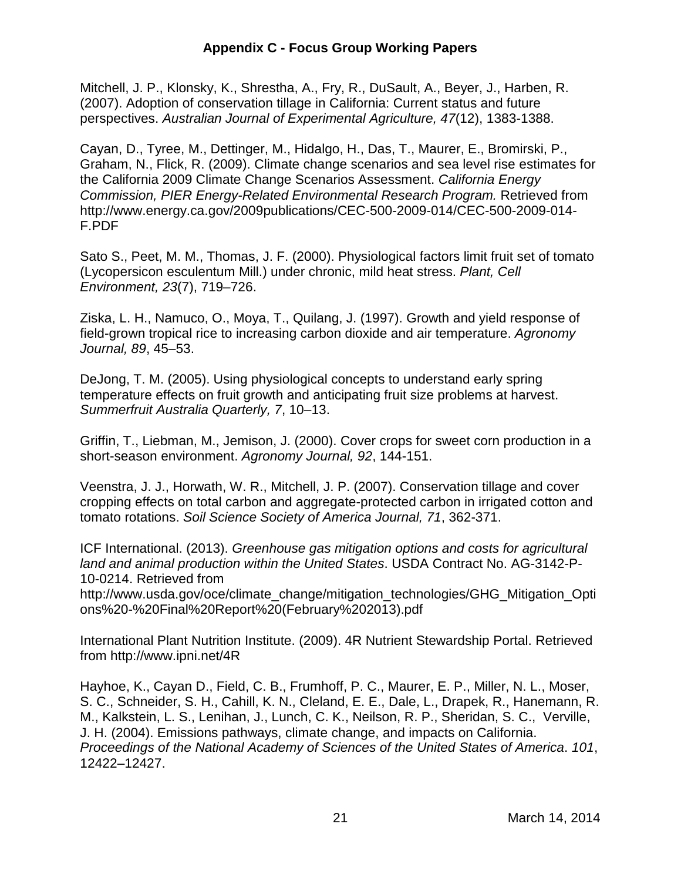Mitchell, J. P., Klonsky, K., Shrestha, A., Fry, R., DuSault, A., Beyer, J., Harben, R. (2007). Adoption of conservation tillage in California: Current status and future perspectives. *Australian Journal of Experimental Agriculture, 47*(12), 1383-1388.

Cayan, D., Tyree, M., Dettinger, M., Hidalgo, H., Das, T., Maurer, E., Bromirski, P., Graham, N., Flick, R. (2009). Climate change scenarios and sea level rise estimates for the California 2009 Climate Change Scenarios Assessment. *California Energy Commission, PIER Energy-Related Environmental Research Program.* Retrieved from http://www.energy.ca.gov/2009publications/CEC-500-2009-014/CEC-500-2009-014-F.PDF

Sato S., Peet, M. M., Thomas, J. F. (2000). Physiological factors limit fruit set of tomato (Lycopersicon esculentum Mill.) under chronic, mild heat stress. *Plant, Cell Environment, 23*(7), 719–726.

Ziska, L. H., Namuco, O., Moya, T., Quilang, J. (1997). Growth and yield response of field-grown tropical rice to increasing carbon dioxide and air temperature. *Agronomy Journal, 89*, 45–53.

DeJong, T. M. (2005). Using physiological concepts to understand early spring temperature effects on fruit growth and anticipating fruit size problems at harvest. *Summerfruit Australia Quarterly, 7*, 10–13.

Griffin, T., Liebman, M., Jemison, J. (2000). Cover crops for sweet corn production in a short-season environment. *Agronomy Journal, 92*, 144-151.

Veenstra, J. J., Horwath, W. R., Mitchell, J. P. (2007). Conservation tillage and cover cropping effects on total carbon and aggregate-protected carbon in irrigated cotton and tomato rotations. *Soil Science Society of America Journal, 71*, 362-371.

ICF International. (2013). *Greenhouse gas mitigation options and costs for agricultural land and animal production within the United States*. USDA Contract No. AG-3142-P-10-0214. Retrieved from http://www.usda.gov/oce/climate_change/mitigation_technologies/GHG_Mitigation_Options%20-%20Final%20Report%20(February%202013).pdf

International Plant Nutrition Institute. (2009). 4R Nutrient Stewardship Portal. Retrieved from http://www.ipni.net/4R

Hayhoe, K., Cayan D., Field, C. B., Frumhoff, P. C., Maurer, E. P., Miller, N. L., Moser, S. C., Schneider, S. H., Cahill, K. N., Cleland, E. E., Dale, L., Drapek, R., Hanemann, R. M., Kalkstein, L. S., Lenihan, J., Lunch, C. K., Neilson, R. P., Sheridan, S. C., Verville, J. H. (2004). Emissions pathways, climate change, and impacts on California. *Proceedings of the National Academy of Sciences of the United States of America*. *101*, 12422–12427.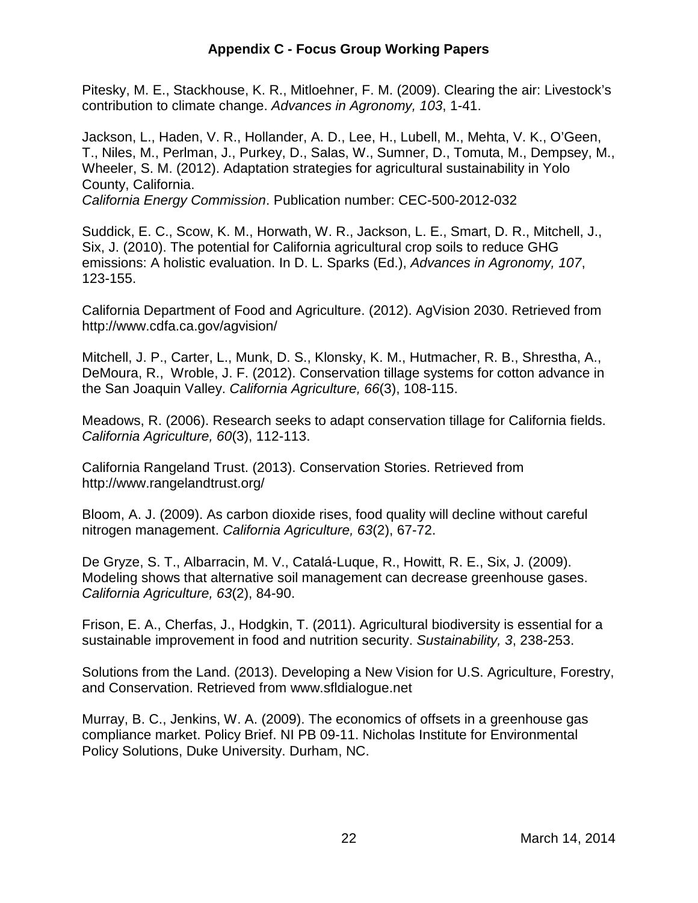Pitesky, M. E., Stackhouse, K. R., Mitloehner, F. M. (2009). Clearing the air: Livestock's contribution to climate change. *Advances in Agronomy, 103*, 1-41.

Jackson, L., Haden, V. R., Hollander, A. D., Lee, H., Lubell, M., Mehta, V. K., O'Geen, T., Niles, M., Perlman, J., Purkey, D., Salas, W., Sumner, D., Tomuta, M., Dempsey, M., Wheeler, S. M. (2012). Adaptation strategies for agricultural sustainability in Yolo County, California.
*California Energy Commission*. Publication number: CEC-500-2012-032

Suddick, E. C., Scow, K. M., Horwath, W. R., Jackson, L. E., Smart, D. R., Mitchell, J., Six, J. (2010). The potential for California agricultural crop soils to reduce GHG emissions: A holistic evaluation. In D. L. Sparks (Ed.), *Advances in Agronomy, 107*, 123-155.

California Department of Food and Agriculture. (2012). AgVision 2030. Retrieved from http://www.cdfa.ca.gov/agvision/

Mitchell, J. P., Carter, L., Munk, D. S., Klonsky, K. M., Hutmacher, R. B., Shrestha, A., DeMoura, R., Wroble, J. F. (2012). Conservation tillage systems for cotton advance in the San Joaquin Valley. *California Agriculture, 66*(3), 108-115.

Meadows, R. (2006). Research seeks to adapt conservation tillage for California fields. *California Agriculture, 60*(3), 112-113.

California Rangeland Trust. (2013). Conservation Stories. Retrieved from http://www.rangelandtrust.org/

Bloom, A. J. (2009). As carbon dioxide rises, food quality will decline without careful nitrogen management. *California Agriculture, 63*(2), 67-72.

De Gryze, S. T., Albarracin, M. V., Catalá-Luque, R., Howitt, R. E., Six, J. (2009). Modeling shows that alternative soil management can decrease greenhouse gases. *California Agriculture, 63*(2), 84-90.

Frison, E. A., Cherfas, J., Hodgkin, T. (2011). Agricultural biodiversity is essential for a sustainable improvement in food and nutrition security. *Sustainability, 3*, 238-253.

Solutions from the Land. (2013). Developing a New Vision for U.S. Agriculture, Forestry, and Conservation. Retrieved from www.sfldialogue.net

Murray, B. C., Jenkins, W. A. (2009). The economics of offsets in a greenhouse gas compliance market. Policy Brief. NI PB 09-11. Nicholas Institute for Environmental Policy Solutions, Duke University. Durham, NC.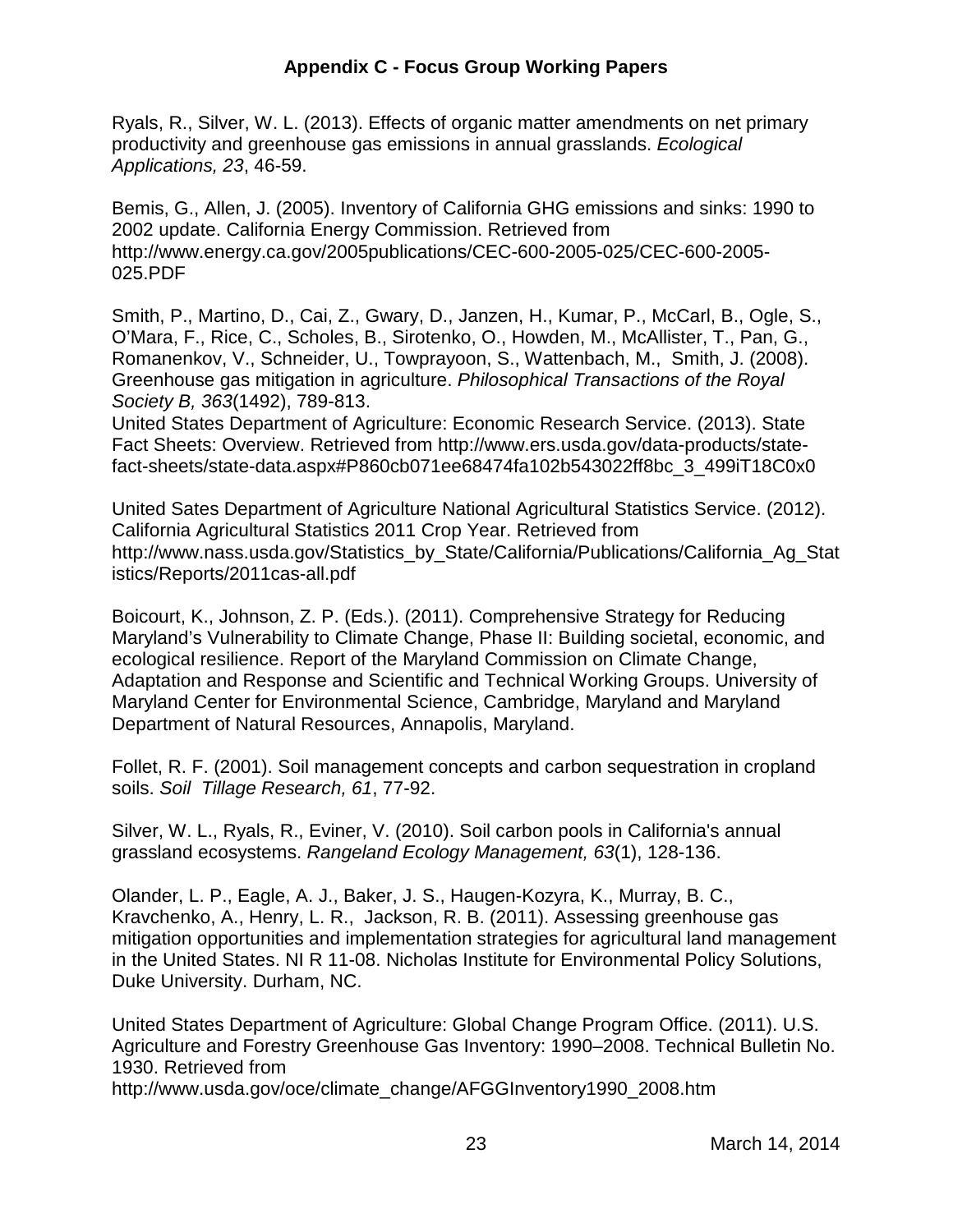Ryals, R., Silver, W. L. (2013). Effects of organic matter amendments on net primary productivity and greenhouse gas emissions in annual grasslands. *Ecological Applications, 23*, 46-59.

Bemis, G., Allen, J. (2005). Inventory of California GHG emissions and sinks: 1990 to 2002 update. California Energy Commission. Retrieved from http://www.energy.ca.gov/2005publications/CEC-600-2005-025/CEC-600-2005-025.PDF

Smith, P., Martino, D., Cai, Z., Gwary, D., Janzen, H., Kumar, P., McCarl, B., Ogle, S., O'Mara, F., Rice, C., Scholes, B., Sirotenko, O., Howden, M., McAllister, T., Pan, G., Romanenkov, V., Schneider, U., Towprayoon, S., Wattenbach, M., Smith, J. (2008). Greenhouse gas mitigation in agriculture. *Philosophical Transactions of the Royal Society B, 363*(1492), 789-813.
United States Department of Agriculture: Economic Research Service. (2013). State Fact Sheets: Overview. Retrieved from http://www.ers.usda.gov/data-products/state-fact-sheets/state-data.aspx#P860cb071ee68474fa102b543022ff8bc_3_499iT18C0x0

United Sates Department of Agriculture National Agricultural Statistics Service. (2012). California Agricultural Statistics 2011 Crop Year. Retrieved from http://www.nass.usda.gov/Statistics_by_State/California/Publications/California_Ag_Statistics/Reports/2011cas-all.pdf

Boicourt, K., Johnson, Z. P. (Eds.). (2011). Comprehensive Strategy for Reducing Maryland's Vulnerability to Climate Change, Phase II: Building societal, economic, and ecological resilience. Report of the Maryland Commission on Climate Change, Adaptation and Response and Scientific and Technical Working Groups. University of Maryland Center for Environmental Science, Cambridge, Maryland and Maryland Department of Natural Resources, Annapolis, Maryland.

Follet, R. F. (2001). Soil management concepts and carbon sequestration in cropland soils. *Soil Tillage Research, 61*, 77-92.

Silver, W. L., Ryals, R., Eviner, V. (2010). Soil carbon pools in California's annual grassland ecosystems. *Rangeland Ecology Management, 63*(1), 128-136.

Olander, L. P., Eagle, A. J., Baker, J. S., Haugen-Kozyra, K., Murray, B. C., Kravchenko, A., Henry, L. R., Jackson, R. B. (2011). Assessing greenhouse gas mitigation opportunities and implementation strategies for agricultural land management in the United States. NI R 11-08. Nicholas Institute for Environmental Policy Solutions, Duke University. Durham, NC.

United States Department of Agriculture: Global Change Program Office. (2011). U.S. Agriculture and Forestry Greenhouse Gas Inventory: 1990–2008. Technical Bulletin No. 1930. Retrieved from http://www.usda.gov/oce/climate_change/AFGGInventory1990_2008.htm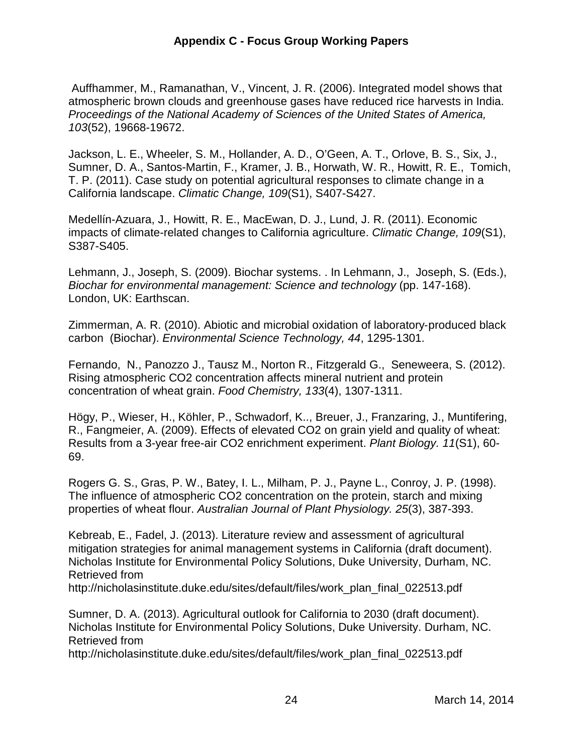Auffhammer, M., Ramanathan, V., Vincent, J. R. (2006). Integrated model shows that atmospheric brown clouds and greenhouse gases have reduced rice harvests in India. *Proceedings of the National Academy of Sciences of the United States of America, 103*(52), 19668-19672.

Jackson, L. E., Wheeler, S. M., Hollander, A. D., O'Geen, A. T., Orlove, B. S., Six, J., Sumner, D. A., Santos-Martin, F., Kramer, J. B., Horwath, W. R., Howitt, R. E., Tomich, T. P. (2011). Case study on potential agricultural responses to climate change in a California landscape. *Climatic Change, 109*(S1), S407-S427.

Medellín-Azuara, J., Howitt, R. E., MacEwan, D. J., Lund, J. R. (2011). Economic impacts of climate-related changes to California agriculture. *Climatic Change, 109*(S1), S387-S405.

Lehmann, J., Joseph, S. (2009). Biochar systems. . In Lehmann, J., Joseph, S. (Eds.), *Biochar for environmental management: Science and technology* (pp. 147-168). London, UK: Earthscan.

Zimmerman, A. R. (2010). Abiotic and microbial oxidation of laboratory-produced black carbon (Biochar). *Environmental Science Technology, 44*, 1295-1301.

Fernando, N., Panozzo J., Tausz M., Norton R., Fitzgerald G., Seneweera, S. (2012). Rising atmospheric CO2 concentration affects mineral nutrient and protein concentration of wheat grain. *Food Chemistry, 133*(4), 1307-1311.

Högy, P., Wieser, H., Köhler, P., Schwadorf, K.., Breuer, J., Franzaring, J., Muntifering, R., Fangmeier, A. (2009). Effects of elevated CO2 on grain yield and quality of wheat: Results from a 3-year free-air CO2 enrichment experiment. *Plant Biology. 11*(S1), 60-69.

Rogers G. S., Gras, P. W., Batey, I. L., Milham, P. J., Payne L., Conroy, J. P. (1998). The influence of atmospheric CO2 concentration on the protein, starch and mixing properties of wheat flour. *Australian Journal of Plant Physiology. 25*(3), 387-393.

Kebreab, E., Fadel, J. (2013). Literature review and assessment of agricultural mitigation strategies for animal management systems in California (draft document). Nicholas Institute for Environmental Policy Solutions, Duke University, Durham, NC. Retrieved from http://nicholasinstitute.duke.edu/sites/default/files/work_plan_final_022513.pdf

Sumner, D. A. (2013). Agricultural outlook for California to 2030 (draft document). Nicholas Institute for Environmental Policy Solutions, Duke University. Durham, NC. Retrieved from http://nicholasinstitute.duke.edu/sites/default/files/work_plan_final_022513.pdf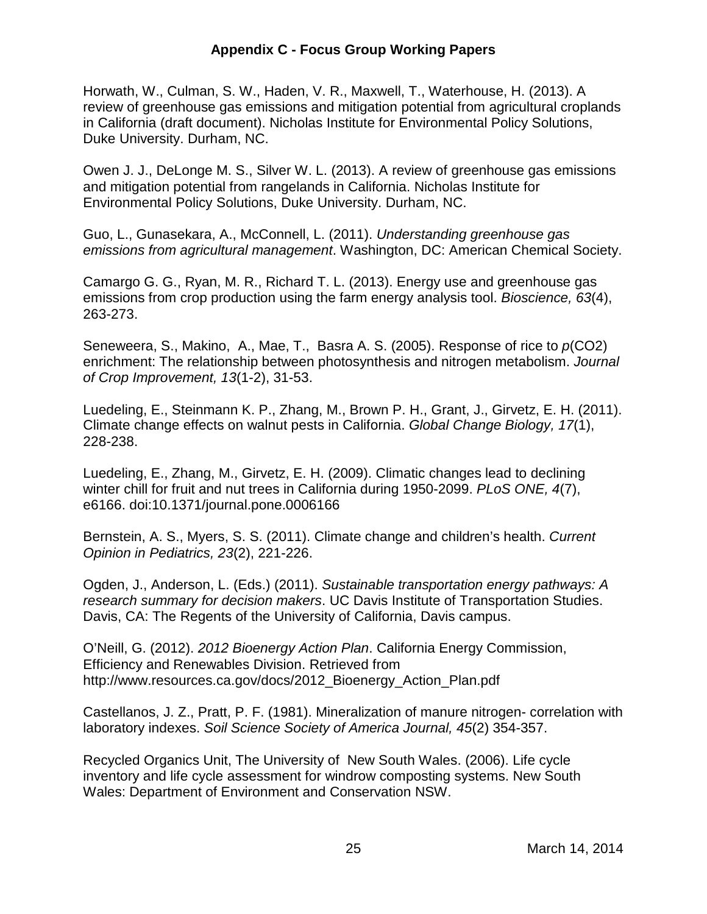Horwath, W., Culman, S. W., Haden, V. R., Maxwell, T., Waterhouse, H. (2013). A review of greenhouse gas emissions and mitigation potential from agricultural croplands in California (draft document). Nicholas Institute for Environmental Policy Solutions, Duke University. Durham, NC.

Owen J. J., DeLonge M. S., Silver W. L. (2013). A review of greenhouse gas emissions and mitigation potential from rangelands in California. Nicholas Institute for Environmental Policy Solutions, Duke University. Durham, NC.

Guo, L., Gunasekara, A., McConnell, L. (2011). *Understanding greenhouse gas emissions from agricultural management*. Washington, DC: American Chemical Society.

Camargo G. G., Ryan, M. R., Richard T. L. (2013). Energy use and greenhouse gas emissions from crop production using the farm energy analysis tool. *Bioscience, 63*(4), 263-273.

Seneweera, S., Makino, A., Mae, T., Basra A. S. (2005). Response of rice to *p*($CO_2$) enrichment: The relationship between photosynthesis and nitrogen metabolism. *Journal of Crop Improvement, 13*(1-2), 31-53.

Luedeling, E., Steinmann K. P., Zhang, M., Brown P. H., Grant, J., Girvetz, E. H. (2011). Climate change effects on walnut pests in California. *Global Change Biology, 17*(1), 228-238.

Luedeling, E., Zhang, M., Girvetz, E. H. (2009). Climatic changes lead to declining winter chill for fruit and nut trees in California during 1950-2099. *PLoS ONE, 4*(7), e6166. doi:10.1371/journal.pone.0006166

Bernstein, A. S., Myers, S. S. (2011). Climate change and children's health. *Current Opinion in Pediatrics, 23*(2), 221-226.

Ogden, J., Anderson, L. (Eds.) (2011). *Sustainable transportation energy pathways: A research summary for decision makers*. UC Davis Institute of Transportation Studies. Davis, CA: The Regents of the University of California, Davis campus.

O'Neill, G. (2012). *2012 Bioenergy Action Plan*. California Energy Commission, Efficiency and Renewables Division. Retrieved from http://www.resources.ca.gov/docs/2012_Bioenergy_Action_Plan.pdf

Castellanos, J. Z., Pratt, P. F. (1981). Mineralization of manure nitrogen- correlation with laboratory indexes. *Soil Science Society of America Journal, 45*(2) 354-357.

Recycled Organics Unit, The University of New South Wales. (2006). Life cycle inventory and life cycle assessment for windrow composting systems. New South Wales: Department of Environment and Conservation NSW.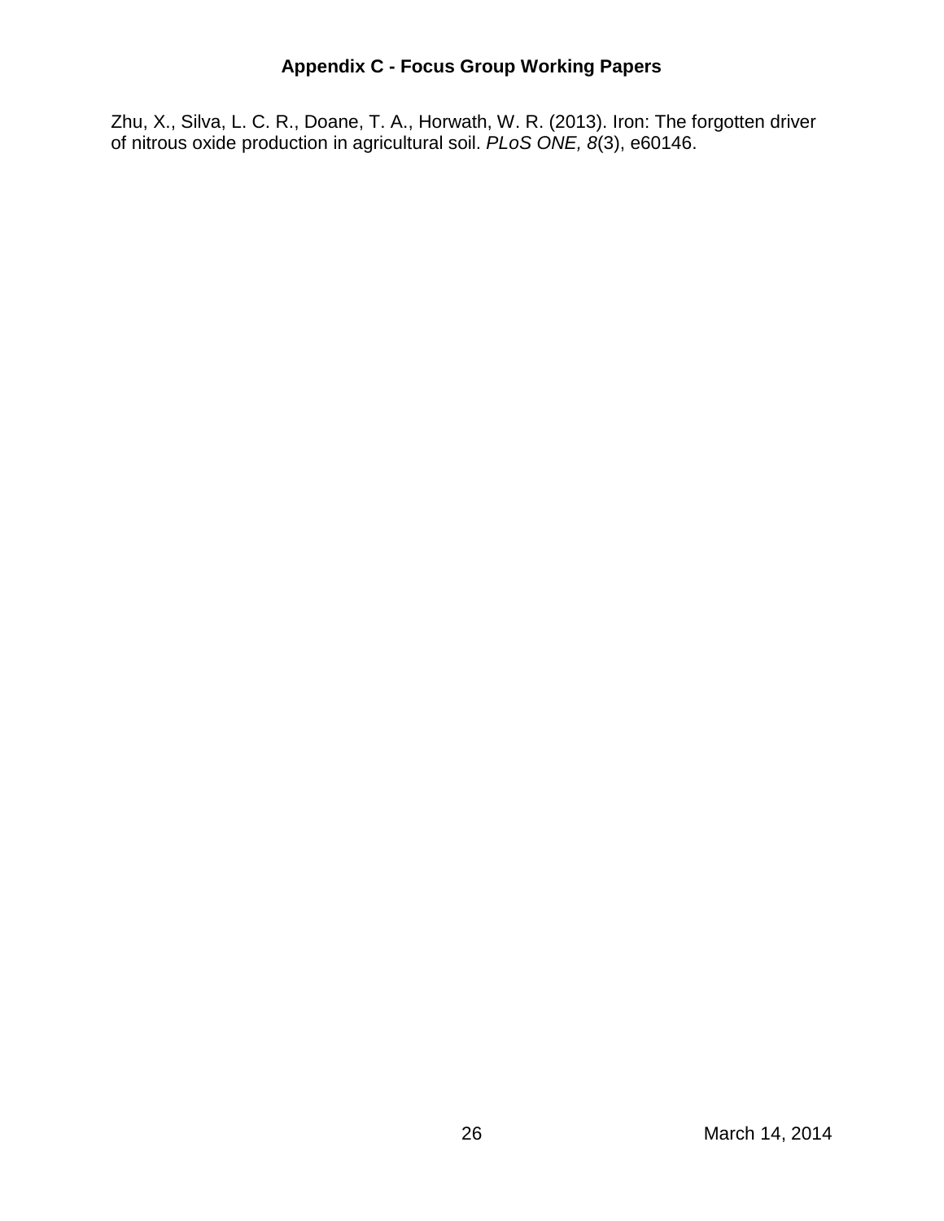Zhu, X., Silva, L. C. R., Doane, T. A., Horwath, W. R. (2013). Iron: The forgotten driver of nitrous oxide production in agricultural soil. *PLoS ONE, 8*(3), e60146.